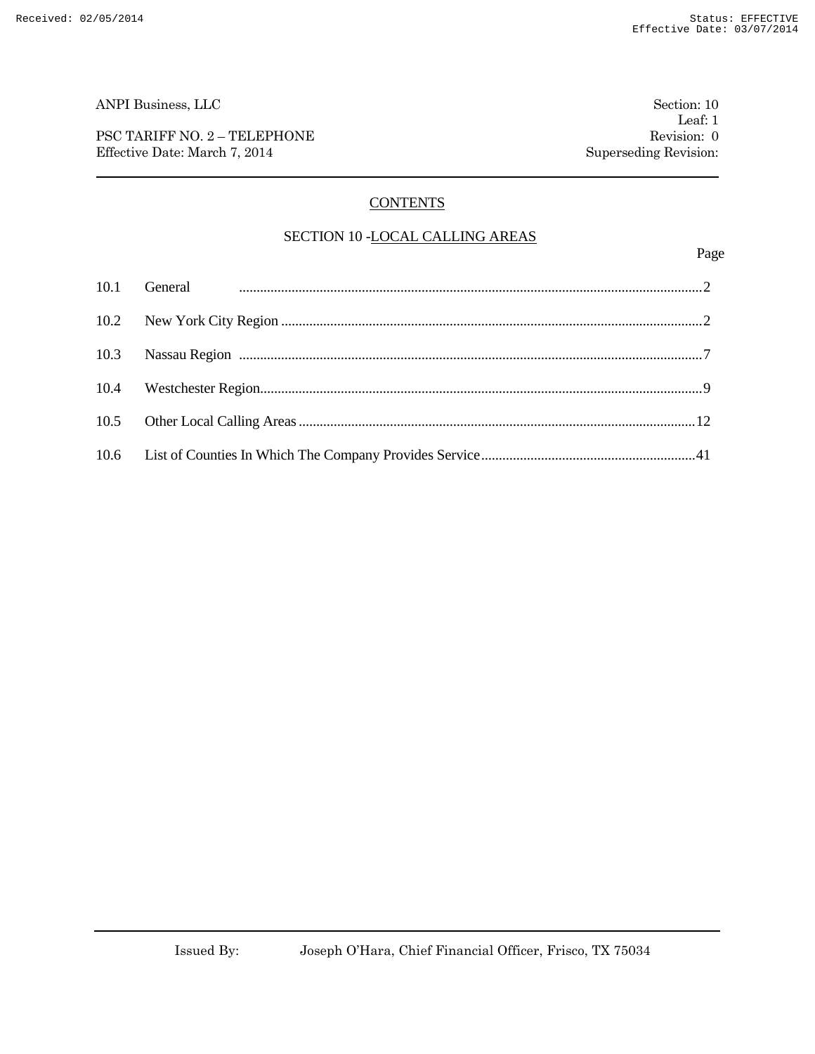ANPI Business, LLC

PSC TARIFF NO. 2 – TELEPHONE
Effective Date: March 7, 2014

Section: 10
Leaf: 1
Revision: 0
Superseding Revision:

## CONTENTS

### SECTION 10 - LOCAL CALLING AREAS

| | | Page |
|---|---|---|
| 10.1 | General | 2 |
| 10.2 | New York City Region | 2 |
| 10.3 | Nassau Region | 7 |
| 10.4 | Westchester Region | 9 |
| 10.5 | Other Local Calling Areas | 12 |
| 10.6 | List of Counties In Which The Company Provides Service | 41 |

Issued By: Joseph O'Hara, Chief Financial Officer, Frisco, TX 75034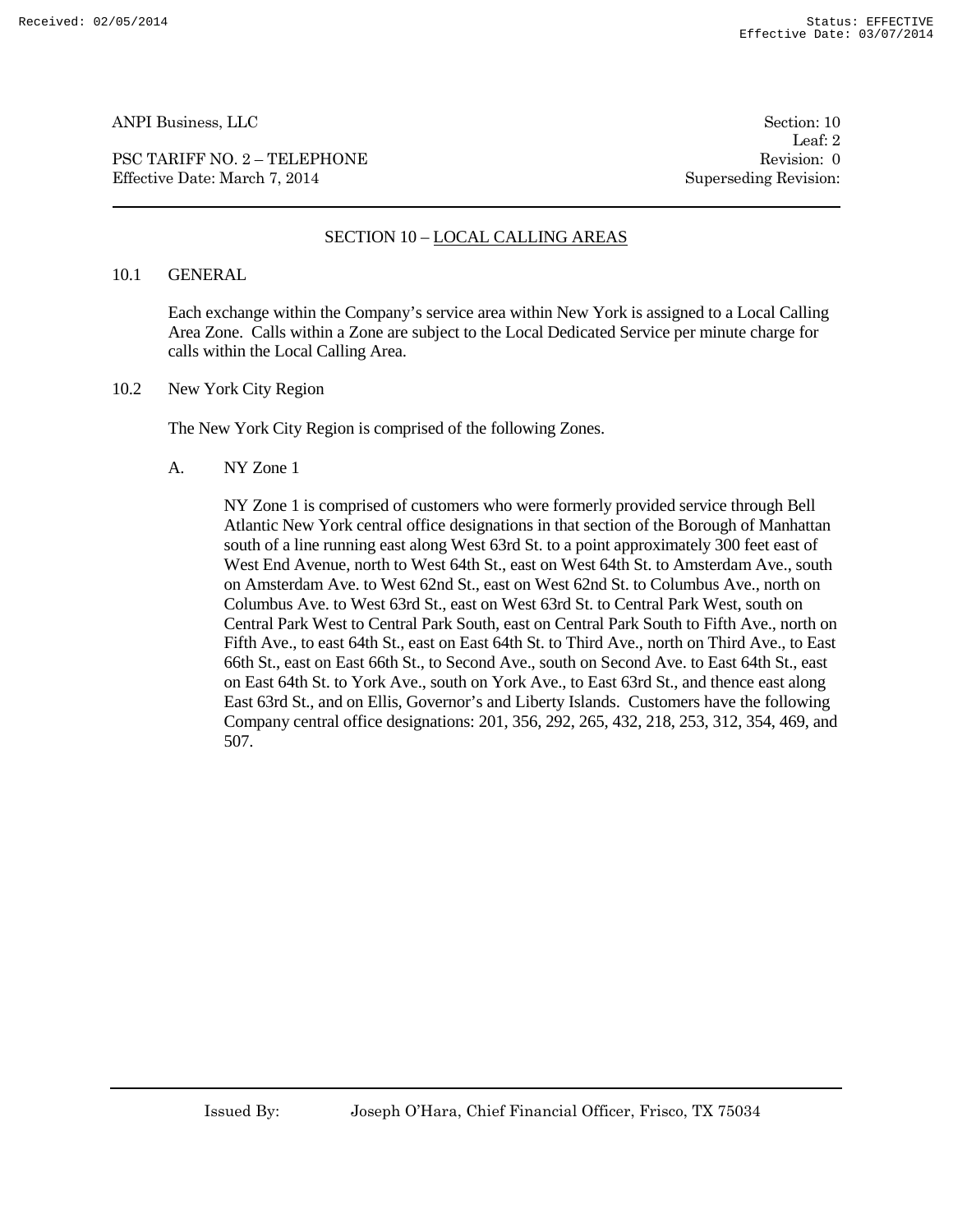## SECTION 10 – LOCAL CALLING AREAS

### 10.1 GENERAL

Each exchange within the Company's service area within New York is assigned to a Local Calling Area Zone. Calls within a Zone are subject to the Local Dedicated Service per minute charge for calls within the Local Calling Area.

### 10.2 New York City Region

The New York City Region is comprised of the following Zones.

A. NY Zone 1

NY Zone 1 is comprised of customers who were formerly provided service through Bell Atlantic New York central office designations in that section of the Borough of Manhattan south of a line running east along West 63rd St. to a point approximately 300 feet east of West End Avenue, north to West 64th St., east on West 64th St. to Amsterdam Ave., south on Amsterdam Ave. to West 62nd St., east on West 62nd St. to Columbus Ave., north on Columbus Ave. to West 63rd St., east on West 63rd St. to Central Park West, south on Central Park West to Central Park South, east on Central Park South to Fifth Ave., north on Fifth Ave., to east 64th St., east on East 64th St. to Third Ave., north on Third Ave., to East 66th St., east on East 66th St., to Second Ave., south on Second Ave. to East 64th St., east on East 64th St. to York Ave., south on York Ave., to East 63rd St., and thence east along East 63rd St., and on Ellis, Governor's and Liberty Islands. Customers have the following Company central office designations: 201, 356, 292, 265, 432, 218, 253, 312, 354, 469, and 507.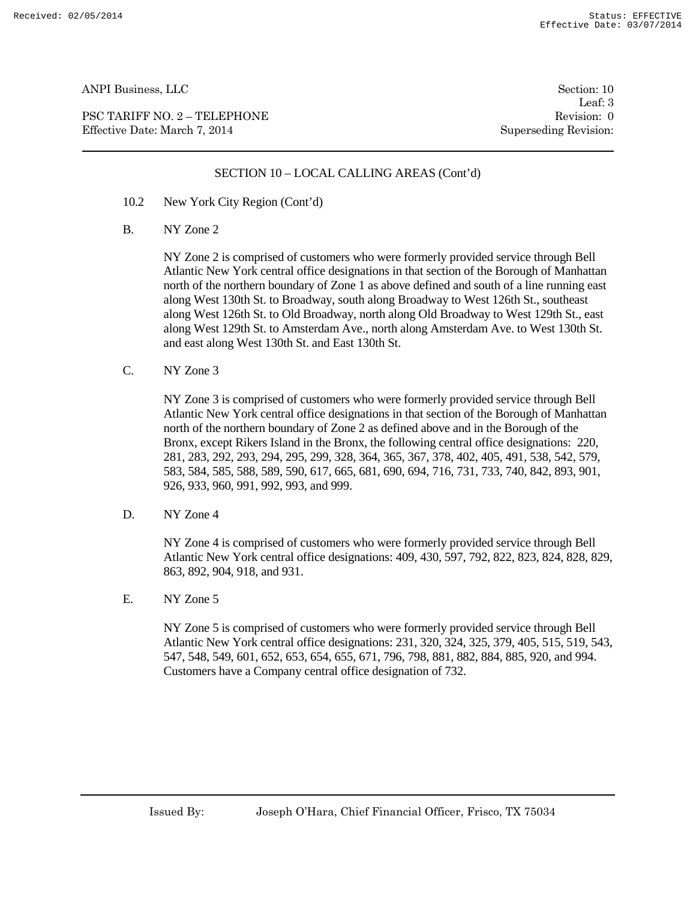## SECTION 10 – LOCAL CALLING AREAS (Cont'd)

10.2 New York City Region (Cont'd)

B. NY Zone 2

NY Zone 2 is comprised of customers who were formerly provided service through Bell Atlantic New York central office designations in that section of the Borough of Manhattan north of the northern boundary of Zone 1 as above defined and south of a line running east along West 130th St. to Broadway, south along Broadway to West 126th St., southeast along West 126th St. to Old Broadway, north along Old Broadway to West 129th St., east along West 129th St. to Amsterdam Ave., north along Amsterdam Ave. to West 130th St. and east along West 130th St. and East 130th St.

C. NY Zone 3

NY Zone 3 is comprised of customers who were formerly provided service through Bell Atlantic New York central office designations in that section of the Borough of Manhattan north of the northern boundary of Zone 2 as defined above and in the Borough of the Bronx, except Rikers Island in the Bronx, the following central office designations: 220, 281, 283, 292, 293, 294, 295, 299, 328, 364, 365, 367, 378, 402, 405, 491, 538, 542, 579, 583, 584, 585, 588, 589, 590, 617, 665, 681, 690, 694, 716, 731, 733, 740, 842, 893, 901, 926, 933, 960, 991, 992, 993, and 999.

D. NY Zone 4

NY Zone 4 is comprised of customers who were formerly provided service through Bell Atlantic New York central office designations: 409, 430, 597, 792, 822, 823, 824, 828, 829, 863, 892, 904, 918, and 931.

E. NY Zone 5

NY Zone 5 is comprised of customers who were formerly provided service through Bell Atlantic New York central office designations: 231, 320, 324, 325, 379, 405, 515, 519, 543, 547, 548, 549, 601, 652, 653, 654, 655, 671, 796, 798, 881, 882, 884, 885, 920, and 994. Customers have a Company central office designation of 732.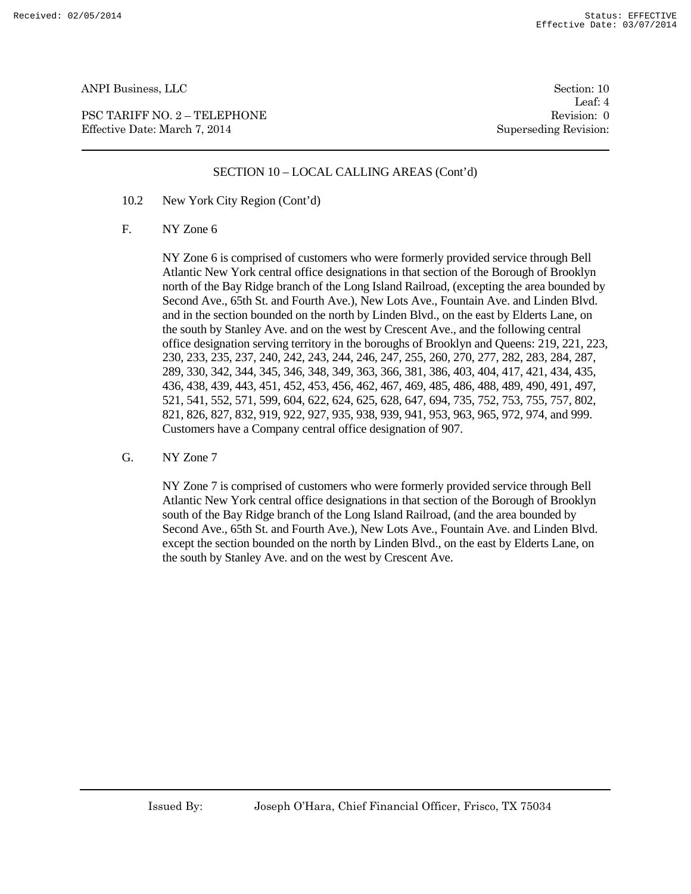## SECTION 10 – LOCAL CALLING AREAS (Cont'd)

10.2 New York City Region (Cont'd)

F. NY Zone 6

NY Zone 6 is comprised of customers who were formerly provided service through Bell Atlantic New York central office designations in that section of the Borough of Brooklyn north of the Bay Ridge branch of the Long Island Railroad, (excepting the area bounded by Second Ave., 65th St. and Fourth Ave.), New Lots Ave., Fountain Ave. and Linden Blvd. and in the section bounded on the north by Linden Blvd., on the east by Elderts Lane, on the south by Stanley Ave. and on the west by Crescent Ave., and the following central office designation serving territory in the boroughs of Brooklyn and Queens: 219, 221, 223, 230, 233, 235, 237, 240, 242, 243, 244, 246, 247, 255, 260, 270, 277, 282, 283, 284, 287, 289, 330, 342, 344, 345, 346, 348, 349, 363, 366, 381, 386, 403, 404, 417, 421, 434, 435, 436, 438, 439, 443, 451, 452, 453, 456, 462, 467, 469, 485, 486, 488, 489, 490, 491, 497, 521, 541, 552, 571, 599, 604, 622, 624, 625, 628, 647, 694, 735, 752, 753, 755, 757, 802, 821, 826, 827, 832, 919, 922, 927, 935, 938, 939, 941, 953, 963, 965, 972, 974, and 999. Customers have a Company central office designation of 907.

G. NY Zone 7

NY Zone 7 is comprised of customers who were formerly provided service through Bell Atlantic New York central office designations in that section of the Borough of Brooklyn south of the Bay Ridge branch of the Long Island Railroad, (and the area bounded by Second Ave., 65th St. and Fourth Ave.), New Lots Ave., Fountain Ave. and Linden Blvd. except the section bounded on the north by Linden Blvd., on the east by Elderts Lane, on the south by Stanley Ave. and on the west by Crescent Ave.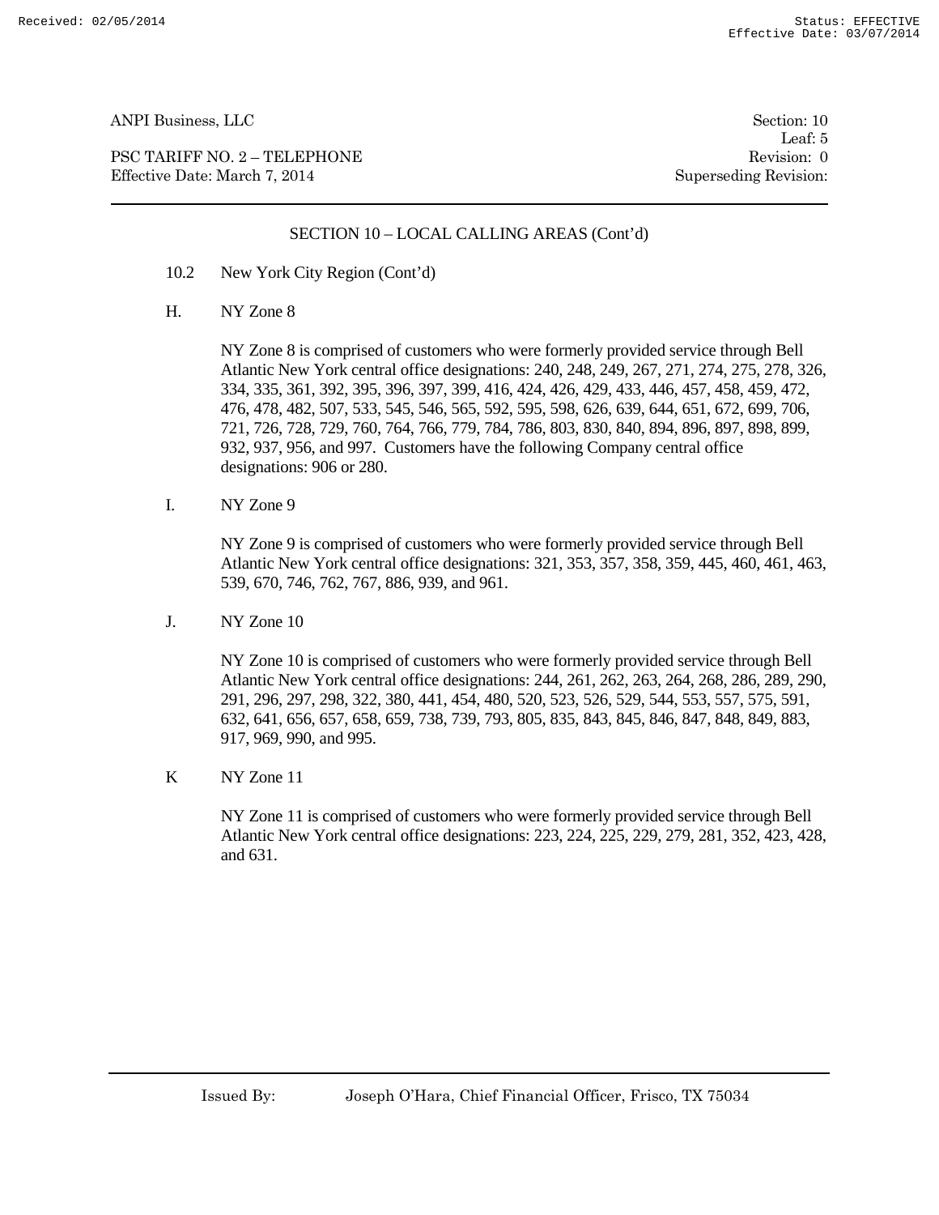## SECTION 10 – LOCAL CALLING AREAS (Cont'd)

10.2 New York City Region (Cont'd)

H. NY Zone 8

NY Zone 8 is comprised of customers who were formerly provided service through Bell Atlantic New York central office designations: 240, 248, 249, 267, 271, 274, 275, 278, 326, 334, 335, 361, 392, 395, 396, 397, 399, 416, 424, 426, 429, 433, 446, 457, 458, 459, 472, 476, 478, 482, 507, 533, 545, 546, 565, 592, 595, 598, 626, 639, 644, 651, 672, 699, 706, 721, 726, 728, 729, 760, 764, 766, 779, 784, 786, 803, 830, 840, 894, 896, 897, 898, 899, 932, 937, 956, and 997. Customers have the following Company central office designations: 906 or 280.

I. NY Zone 9

NY Zone 9 is comprised of customers who were formerly provided service through Bell Atlantic New York central office designations: 321, 353, 357, 358, 359, 445, 460, 461, 463, 539, 670, 746, 762, 767, 886, 939, and 961.

J. NY Zone 10

NY Zone 10 is comprised of customers who were formerly provided service through Bell Atlantic New York central office designations: 244, 261, 262, 263, 264, 268, 286, 289, 290, 291, 296, 297, 298, 322, 380, 441, 454, 480, 520, 523, 526, 529, 544, 553, 557, 575, 591, 632, 641, 656, 657, 658, 659, 738, 739, 793, 805, 835, 843, 845, 846, 847, 848, 849, 883, 917, 969, 990, and 995.

K NY Zone 11

NY Zone 11 is comprised of customers who were formerly provided service through Bell Atlantic New York central office designations: 223, 224, 225, 229, 279, 281, 352, 423, 428, and 631.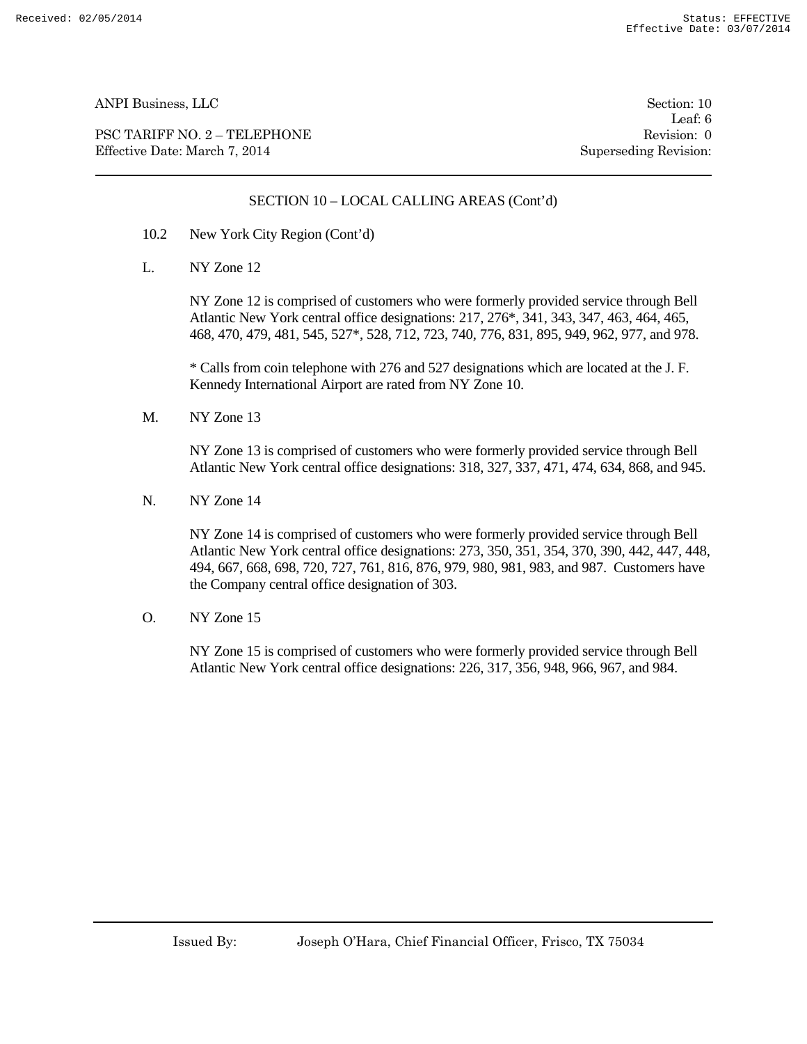## SECTION 10 – LOCAL CALLING AREAS (Cont'd)

10.2 New York City Region (Cont'd)

L. NY Zone 12

NY Zone 12 is comprised of customers who were formerly provided service through Bell Atlantic New York central office designations: 217, 276*, 341, 343, 347, 463, 464, 465, 468, 470, 479, 481, 545, 527*, 528, 712, 723, 740, 776, 831, 895, 949, 962, 977, and 978.

* Calls from coin telephone with 276 and 527 designations which are located at the J. F. Kennedy International Airport are rated from NY Zone 10.

M. NY Zone 13

NY Zone 13 is comprised of customers who were formerly provided service through Bell Atlantic New York central office designations: 318, 327, 337, 471, 474, 634, 868, and 945.

N. NY Zone 14

NY Zone 14 is comprised of customers who were formerly provided service through Bell Atlantic New York central office designations: 273, 350, 351, 354, 370, 390, 442, 447, 448, 494, 667, 668, 698, 720, 727, 761, 816, 876, 979, 980, 981, 983, and 987. Customers have the Company central office designation of 303.

O. NY Zone 15

NY Zone 15 is comprised of customers who were formerly provided service through Bell Atlantic New York central office designations: 226, 317, 356, 948, 966, 967, and 984.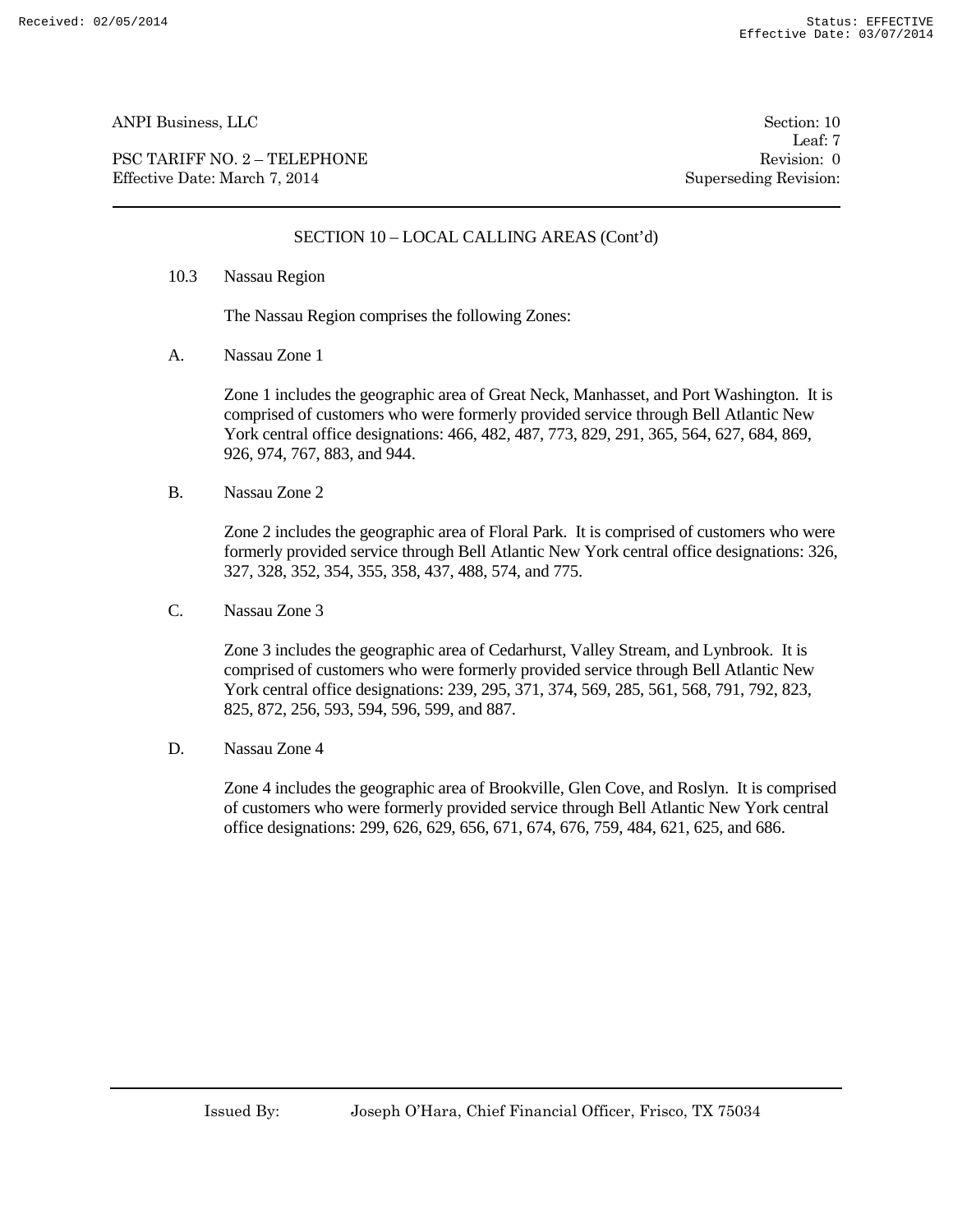## SECTION 10 – LOCAL CALLING AREAS (Cont'd)

10.3 Nassau Region

The Nassau Region comprises the following Zones:

A. Nassau Zone 1

Zone 1 includes the geographic area of Great Neck, Manhasset, and Port Washington. It is comprised of customers who were formerly provided service through Bell Atlantic New York central office designations: 466, 482, 487, 773, 829, 291, 365, 564, 627, 684, 869, 926, 974, 767, 883, and 944.

B. Nassau Zone 2

Zone 2 includes the geographic area of Floral Park. It is comprised of customers who were formerly provided service through Bell Atlantic New York central office designations: 326, 327, 328, 352, 354, 355, 358, 437, 488, 574, and 775.

C. Nassau Zone 3

Zone 3 includes the geographic area of Cedarhurst, Valley Stream, and Lynbrook. It is comprised of customers who were formerly provided service through Bell Atlantic New York central office designations: 239, 295, 371, 374, 569, 285, 561, 568, 791, 792, 823, 825, 872, 256, 593, 594, 596, 599, and 887.

D. Nassau Zone 4

Zone 4 includes the geographic area of Brookville, Glen Cove, and Roslyn. It is comprised of customers who were formerly provided service through Bell Atlantic New York central office designations: 299, 626, 629, 656, 671, 674, 676, 759, 484, 621, 625, and 686.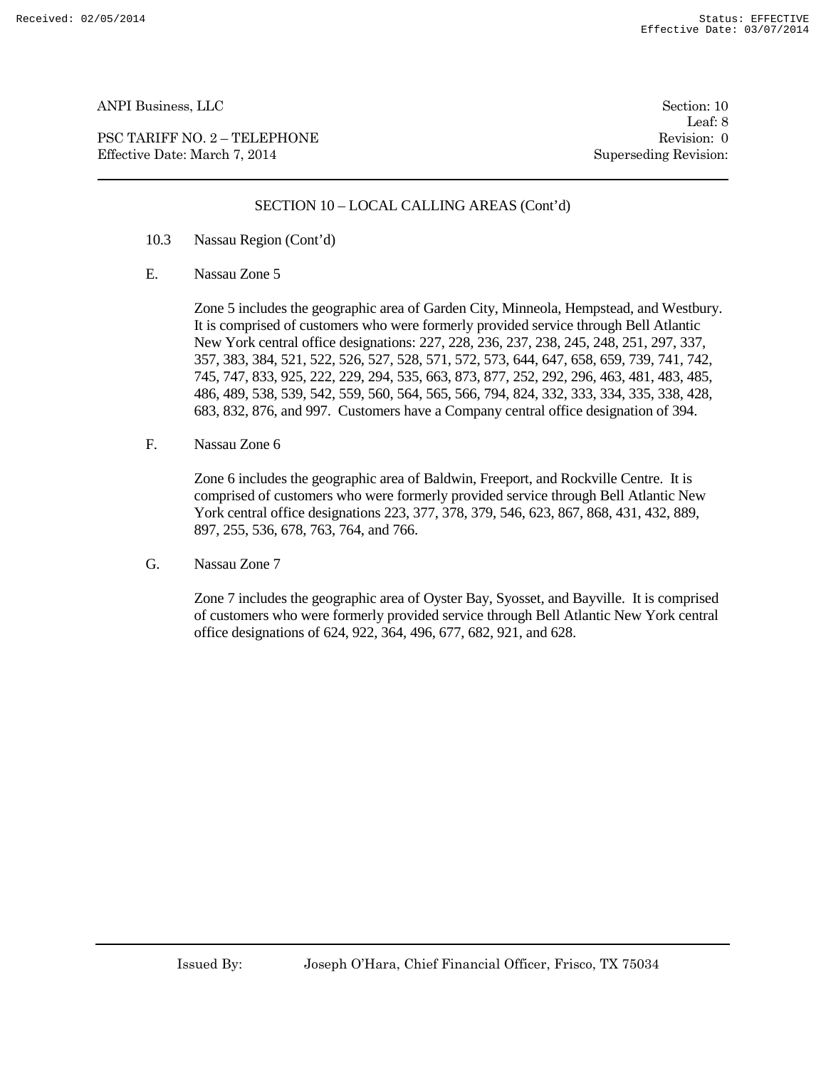## SECTION 10 – LOCAL CALLING AREAS (Cont'd)

10.3 Nassau Region (Cont'd)

E. Nassau Zone 5

Zone 5 includes the geographic area of Garden City, Minneola, Hempstead, and Westbury. It is comprised of customers who were formerly provided service through Bell Atlantic New York central office designations: 227, 228, 236, 237, 238, 245, 248, 251, 297, 337, 357, 383, 384, 521, 522, 526, 527, 528, 571, 572, 573, 644, 647, 658, 659, 739, 741, 742, 745, 747, 833, 925, 222, 229, 294, 535, 663, 873, 877, 252, 292, 296, 463, 481, 483, 485, 486, 489, 538, 539, 542, 559, 560, 564, 565, 566, 794, 824, 332, 333, 334, 335, 338, 428, 683, 832, 876, and 997. Customers have a Company central office designation of 394.

F. Nassau Zone 6

Zone 6 includes the geographic area of Baldwin, Freeport, and Rockville Centre. It is comprised of customers who were formerly provided service through Bell Atlantic New York central office designations 223, 377, 378, 379, 546, 623, 867, 868, 431, 432, 889, 897, 255, 536, 678, 763, 764, and 766.

G. Nassau Zone 7

Zone 7 includes the geographic area of Oyster Bay, Syosset, and Bayville. It is comprised of customers who were formerly provided service through Bell Atlantic New York central office designations of 624, 922, 364, 496, 677, 682, 921, and 628.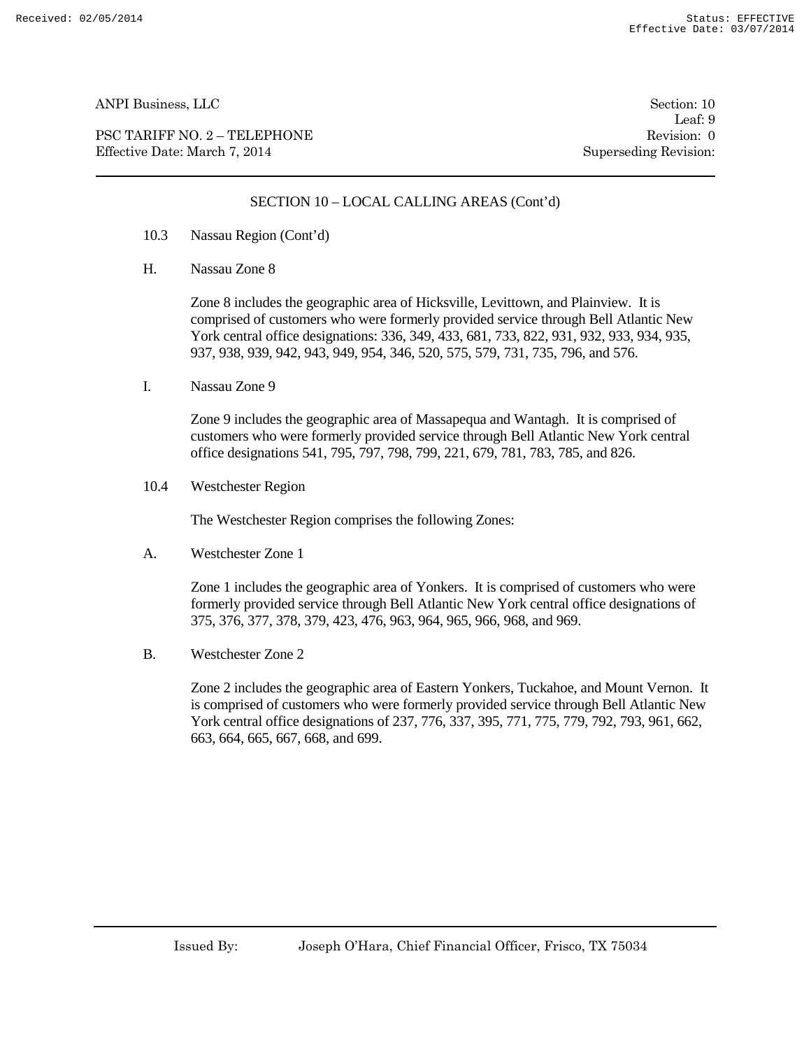## SECTION 10 – LOCAL CALLING AREAS (Cont'd)

10.3 Nassau Region (Cont'd)

H. Nassau Zone 8

Zone 8 includes the geographic area of Hicksville, Levittown, and Plainview. It is comprised of customers who were formerly provided service through Bell Atlantic New York central office designations: 336, 349, 433, 681, 733, 822, 931, 932, 933, 934, 935, 937, 938, 939, 942, 943, 949, 954, 346, 520, 575, 579, 731, 735, 796, and 576.

I. Nassau Zone 9

Zone 9 includes the geographic area of Massapequa and Wantagh. It is comprised of customers who were formerly provided service through Bell Atlantic New York central office designations 541, 795, 797, 798, 799, 221, 679, 781, 783, 785, and 826.

10.4 Westchester Region

The Westchester Region comprises the following Zones:

A. Westchester Zone 1

Zone 1 includes the geographic area of Yonkers. It is comprised of customers who were formerly provided service through Bell Atlantic New York central office designations of 375, 376, 377, 378, 379, 423, 476, 963, 964, 965, 966, 968, and 969.

B. Westchester Zone 2

Zone 2 includes the geographic area of Eastern Yonkers, Tuckahoe, and Mount Vernon. It is comprised of customers who were formerly provided service through Bell Atlantic New York central office designations of 237, 776, 337, 395, 771, 775, 779, 792, 793, 961, 662, 663, 664, 665, 667, 668, and 699.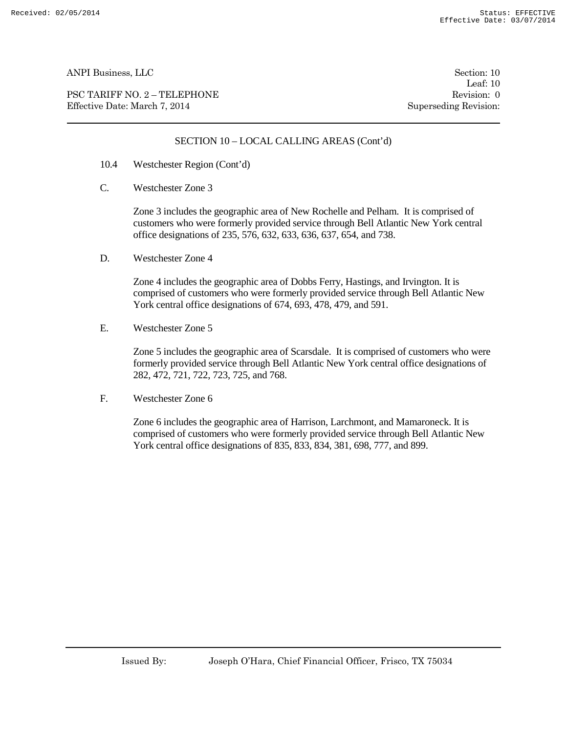## SECTION 10 – LOCAL CALLING AREAS (Cont'd)

10.4 Westchester Region (Cont'd)

C. Westchester Zone 3

Zone 3 includes the geographic area of New Rochelle and Pelham. It is comprised of customers who were formerly provided service through Bell Atlantic New York central office designations of 235, 576, 632, 633, 636, 637, 654, and 738.

D. Westchester Zone 4

Zone 4 includes the geographic area of Dobbs Ferry, Hastings, and Irvington. It is comprised of customers who were formerly provided service through Bell Atlantic New York central office designations of 674, 693, 478, 479, and 591.

E. Westchester Zone 5

Zone 5 includes the geographic area of Scarsdale. It is comprised of customers who were formerly provided service through Bell Atlantic New York central office designations of 282, 472, 721, 722, 723, 725, and 768.

F. Westchester Zone 6

Zone 6 includes the geographic area of Harrison, Larchmont, and Mamaroneck. It is comprised of customers who were formerly provided service through Bell Atlantic New York central office designations of 835, 833, 834, 381, 698, 777, and 899.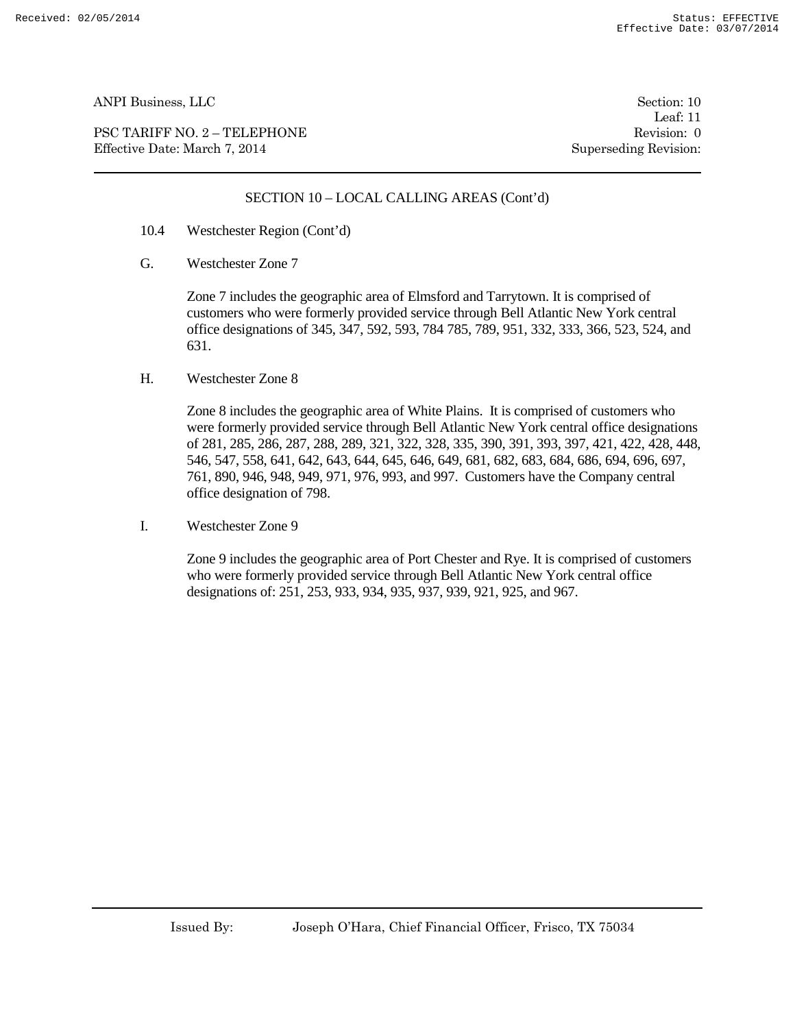## SECTION 10 – LOCAL CALLING AREAS (Cont'd)

10.4 Westchester Region (Cont'd)

G. Westchester Zone 7

Zone 7 includes the geographic area of Elmsford and Tarrytown. It is comprised of customers who were formerly provided service through Bell Atlantic New York central office designations of 345, 347, 592, 593, 784 785, 789, 951, 332, 333, 366, 523, 524, and 631.

H. Westchester Zone 8

Zone 8 includes the geographic area of White Plains. It is comprised of customers who were formerly provided service through Bell Atlantic New York central office designations of 281, 285, 286, 287, 288, 289, 321, 322, 328, 335, 390, 391, 393, 397, 421, 422, 428, 448, 546, 547, 558, 641, 642, 643, 644, 645, 646, 649, 681, 682, 683, 684, 686, 694, 696, 697, 761, 890, 946, 948, 949, 971, 976, 993, and 997. Customers have the Company central office designation of 798.

I. Westchester Zone 9

Zone 9 includes the geographic area of Port Chester and Rye. It is comprised of customers who were formerly provided service through Bell Atlantic New York central office designations of: 251, 253, 933, 934, 935, 937, 939, 921, 925, and 967.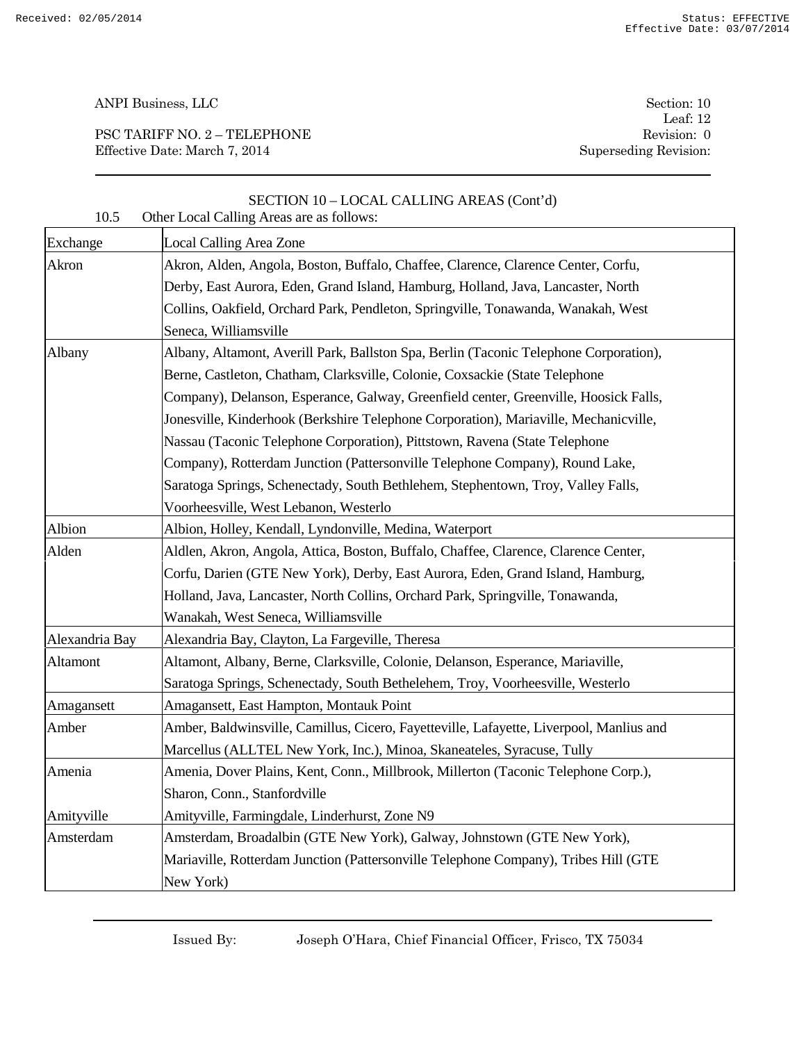## SECTION 10 – LOCAL CALLING AREAS (Cont'd)

10.5 Other Local Calling Areas are as follows:

| Exchange | Local Calling Area Zone |
|---|---|
| Akron | Akron, Alden, Angola, Boston, Buffalo, Chaffee, Clarence, Clarence Center, Corfu, Derby, East Aurora, Eden, Grand Island, Hamburg, Holland, Java, Lancaster, North Collins, Oakfield, Orchard Park, Pendleton, Springville, Tonawanda, Wanakah, West Seneca, Williamsville |
| Albany | Albany, Altamont, Averill Park, Ballston Spa, Berlin (Taconic Telephone Corporation), Berne, Castleton, Chatham, Clarksville, Colonie, Coxsackie (State Telephone Company), Delanson, Esperance, Galway, Greenfield center, Greenville, Hoosick Falls, Jonesville, Kinderhook (Berkshire Telephone Corporation), Mariaville, Mechanicville, Nassau (Taconic Telephone Corporation), Pittstown, Ravena (State Telephone Company), Rotterdam Junction (Pattersonville Telephone Company), Round Lake, Saratoga Springs, Schenectady, South Bethlehem, Stephentown, Troy, Valley Falls, Voorheesville, West Lebanon, Westerlo |
| Albion | Albion, Holley, Kendall, Lyndonville, Medina, Waterport |
| Alden | Aldlen, Akron, Angola, Attica, Boston, Buffalo, Chaffee, Clarence, Clarence Center, Corfu, Darien (GTE New York), Derby, East Aurora, Eden, Grand Island, Hamburg, Holland, Java, Lancaster, North Collins, Orchard Park, Springville, Tonawanda, Wanakah, West Seneca, Williamsville |
| Alexandria Bay | Alexandria Bay, Clayton, La Fargeville, Theresa |
| Altamont | Altamont, Albany, Berne, Clarksville, Colonie, Delanson, Esperance, Mariaville, Saratoga Springs, Schenectady, South Bethelehem, Troy, Voorheesville, Westerlo |
| Amagansett | Amagansett, East Hampton, Montauk Point |
| Amber | Amber, Baldwinsville, Camillus, Cicero, Fayetteville, Lafayette, Liverpool, Manlius and Marcellus (ALLTEL New York, Inc.), Minoa, Skaneateles, Syracuse, Tully |
| Amenia | Amenia, Dover Plains, Kent, Conn., Millbrook, Millerton (Taconic Telephone Corp.), Sharon, Conn., Stanfordville |
| Amityville | Amityville, Farmingdale, Linderhurst, Zone N9 |
| Amsterdam | Amsterdam, Broadalbin (GTE New York), Galway, Johnstown (GTE New York), Mariaville, Rotterdam Junction (Pattersonville Telephone Company), Tribes Hill (GTE New York) |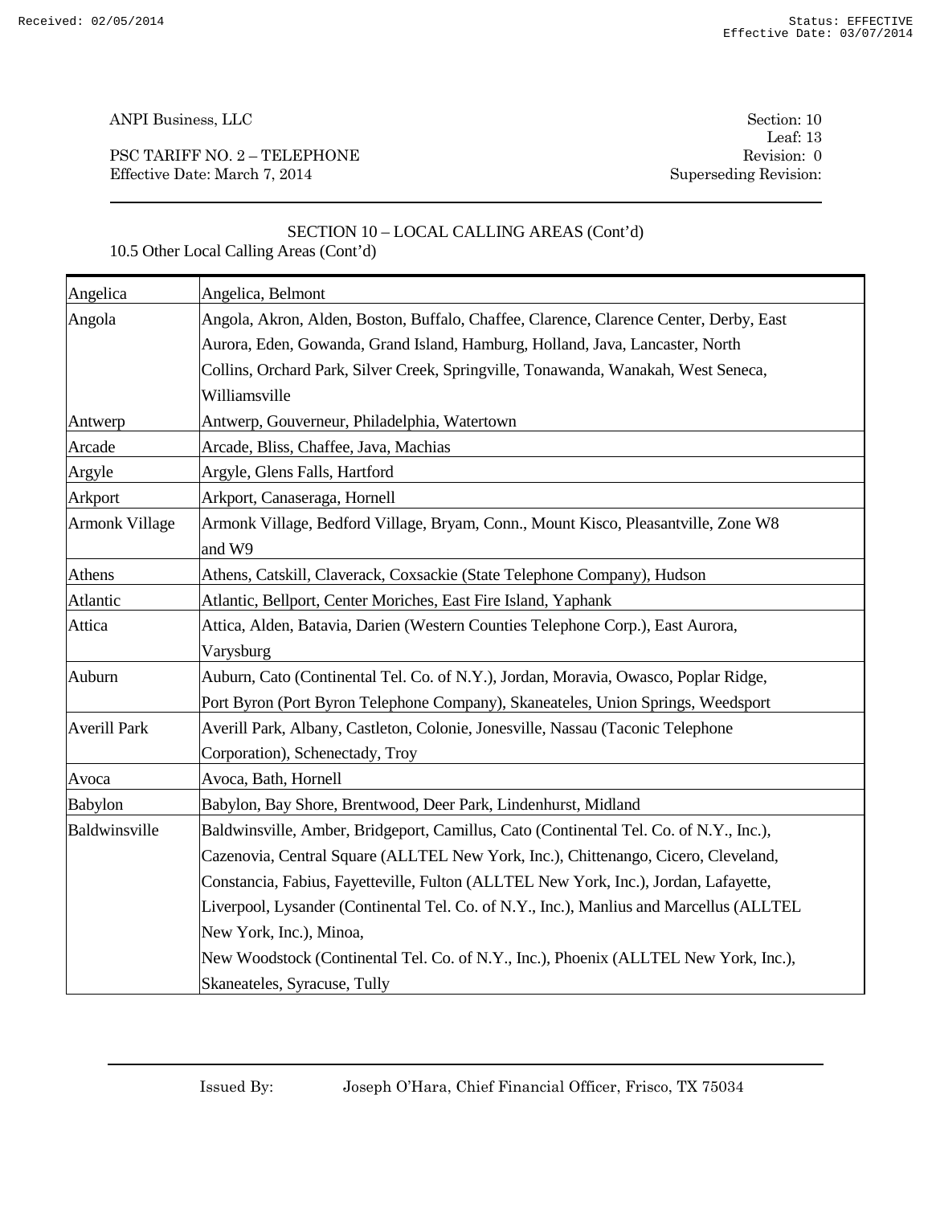ANPI Business, LLC

PSC TARIFF NO. 2 – TELEPHONE
Effective Date: March 7, 2014

Section: 10
Leaf: 13
Revision: 0
Superseding Revision:

## SECTION 10 – LOCAL CALLING AREAS (Cont'd)

10.5 Other Local Calling Areas (Cont'd)

| | |
|---|---|
| Angelica | Angelica, Belmont |
| Angola | Angola, Akron, Alden, Boston, Buffalo, Chaffee, Clarence, Clarence Center, Derby, East Aurora, Eden, Gowanda, Grand Island, Hamburg, Holland, Java, Lancaster, North Collins, Orchard Park, Silver Creek, Springville, Tonawanda, Wanakah, West Seneca, Williamsville |
| Antwerp | Antwerp, Gouverneur, Philadelphia, Watertown |
| Arcade | Arcade, Bliss, Chaffee, Java, Machias |
| Argyle | Argyle, Glens Falls, Hartford |
| Arkport | Arkport, Canaseraga, Hornell |
| Armonk Village | Armonk Village, Bedford Village, Bryam, Conn., Mount Kisco, Pleasantville, Zone W8 and W9 |
| Athens | Athens, Catskill, Claverack, Coxsackie (State Telephone Company), Hudson |
| Atlantic | Atlantic, Bellport, Center Moriches, East Fire Island, Yaphank |
| Attica | Attica, Alden, Batavia, Darien (Western Counties Telephone Corp.), East Aurora, Varysburg |
| Auburn | Auburn, Cato (Continental Tel. Co. of N.Y.), Jordan, Moravia, Owasco, Poplar Ridge, Port Byron (Port Byron Telephone Company), Skaneateles, Union Springs, Weedsport |
| Averill Park | Averill Park, Albany, Castleton, Colonie, Jonesville, Nassau (Taconic Telephone Corporation), Schenectady, Troy |
| Avoca | Avoca, Bath, Hornell |
| Babylon | Babylon, Bay Shore, Brentwood, Deer Park, Lindenhurst, Midland |
| Baldwinsville | Baldwinsville, Amber, Bridgeport, Camillus, Cato (Continental Tel. Co. of N.Y., Inc.), Cazenovia, Central Square (ALLTEL New York, Inc.), Chittenango, Cicero, Cleveland, Constancia, Fabius, Fayetteville, Fulton (ALLTEL New York, Inc.), Jordan, Lafayette, Liverpool, Lysander (Continental Tel. Co. of N.Y., Inc.), Manlius and Marcellus (ALLTEL New York, Inc.), Minoa, New Woodstock (Continental Tel. Co. of N.Y., Inc.), Phoenix (ALLTEL New York, Inc.), Skaneateles, Syracuse, Tully |

Issued By: Joseph O'Hara, Chief Financial Officer, Frisco, TX 75034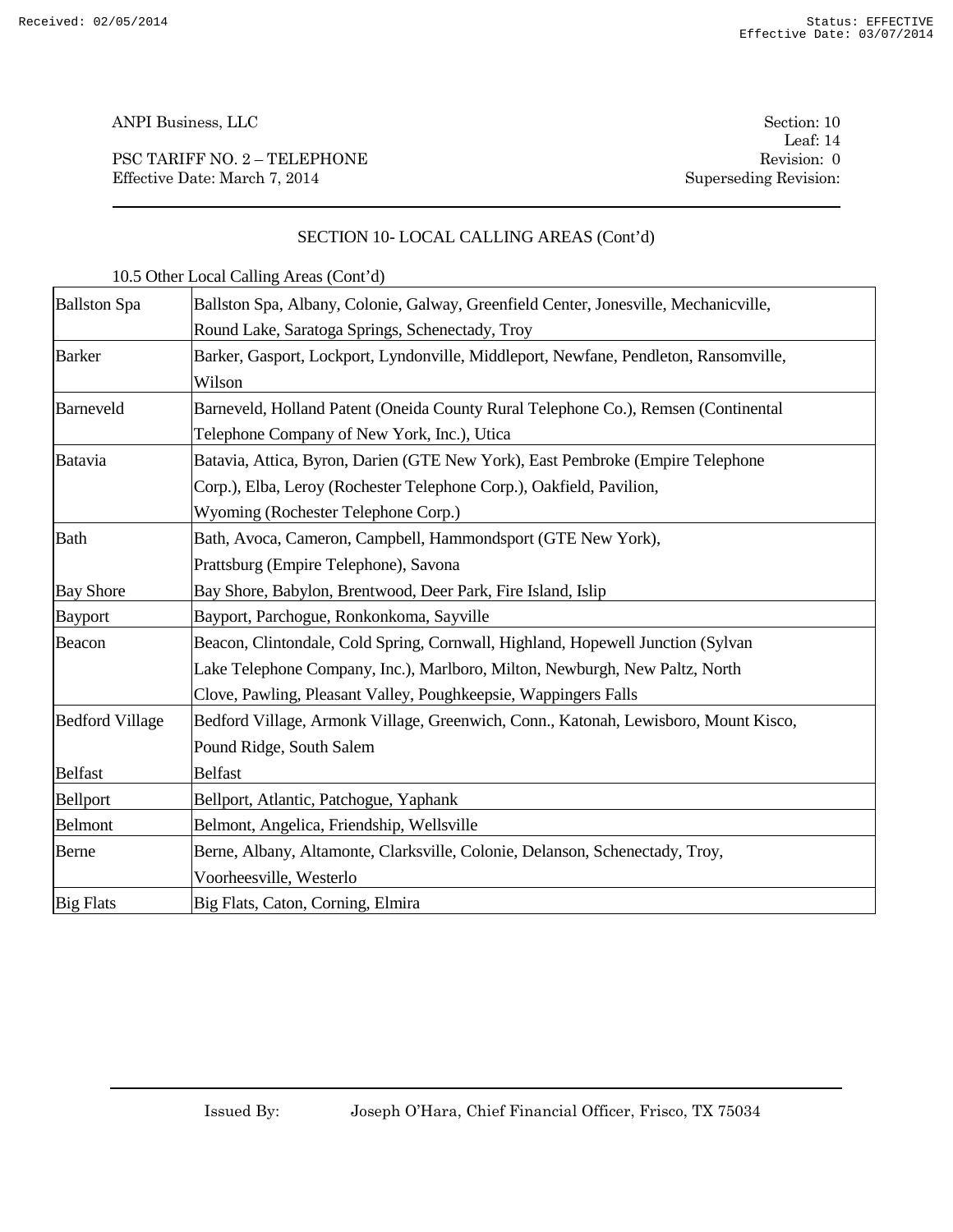ANPI Business, LLC

PSC TARIFF NO. 2 – TELEPHONE
Effective Date: March 7, 2014

Section: 10
Leaf: 14
Revision: 0
Superseding Revision:

## SECTION 10- LOCAL CALLING AREAS (Cont'd)

10.5 Other Local Calling Areas (Cont'd)

| | |
|---|---|
| Ballston Spa | Ballston Spa, Albany, Colonie, Galway, Greenfield Center, Jonesville, Mechanicville, Round Lake, Saratoga Springs, Schenectady, Troy |
| Barker | Barker, Gasport, Lockport, Lyndonville, Middleport, Newfane, Pendleton, Ransomville, Wilson |
| Barneveld | Barneveld, Holland Patent (Oneida County Rural Telephone Co.), Remsen (Continental Telephone Company of New York, Inc.), Utica |
| Batavia | Batavia, Attica, Byron, Darien (GTE New York), East Pembroke (Empire Telephone Corp.), Elba, Leroy (Rochester Telephone Corp.), Oakfield, Pavilion, Wyoming (Rochester Telephone Corp.) |
| Bath | Bath, Avoca, Cameron, Campbell, Hammondsport (GTE New York), Prattsburg (Empire Telephone), Savona |
| Bay Shore | Bay Shore, Babylon, Brentwood, Deer Park, Fire Island, Islip |
| Bayport | Bayport, Parchogue, Ronkonkoma, Sayville |
| Beacon | Beacon, Clintondale, Cold Spring, Cornwall, Highland, Hopewell Junction (Sylvan Lake Telephone Company, Inc.), Marlboro, Milton, Newburgh, New Paltz, North Clove, Pawling, Pleasant Valley, Poughkeepsie, Wappingers Falls |
| Bedford Village | Bedford Village, Armonk Village, Greenwich, Conn., Katonah, Lewisboro, Mount Kisco, Pound Ridge, South Salem |
| Belfast | Belfast |
| Bellport | Bellport, Atlantic, Patchogue, Yaphank |
| Belmont | Belmont, Angelica, Friendship, Wellsville |
| Berne | Berne, Albany, Altamonte, Clarksville, Colonie, Delanson, Schenectady, Troy, Voorheesville, Westerlo |
| Big Flats | Big Flats, Caton, Corning, Elmira |

Issued By: Joseph O'Hara, Chief Financial Officer, Frisco, TX 75034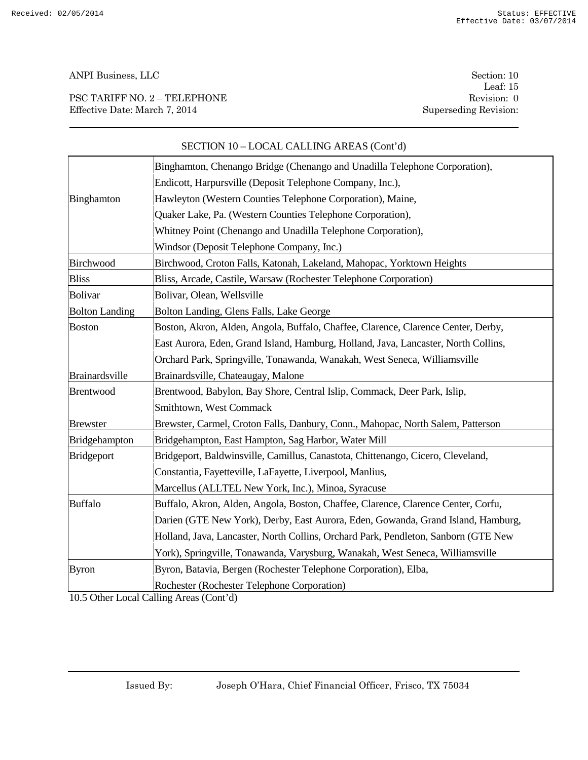SECTION 10 – LOCAL CALLING AREAS (Cont'd)

| | |
|---|---|
| Binghamton | Binghamton, Chenango Bridge (Chenango and Unadilla Telephone Corporation), Endicott, Harpursville (Deposit Telephone Company, Inc.), Hawleyton (Western Counties Telephone Corporation), Maine, Quaker Lake, Pa. (Western Counties Telephone Corporation), Whitney Point (Chenango and Unadilla Telephone Corporation), Windsor (Deposit Telephone Company, Inc.) |
| Birchwood | Birchwood, Croton Falls, Katonah, Lakeland, Mahopac, Yorktown Heights |
| Bliss | Bliss, Arcade, Castile, Warsaw (Rochester Telephone Corporation) |
| Bolivar | Bolivar, Olean, Wellsville |
| Bolton Landing | Bolton Landing, Glens Falls, Lake George |
| Boston | Boston, Akron, Alden, Angola, Buffalo, Chaffee, Clarence, Clarence Center, Derby, East Aurora, Eden, Grand Island, Hamburg, Holland, Java, Lancaster, North Collins, Orchard Park, Springville, Tonawanda, Wanakah, West Seneca, Williamsville |
| Brainardsville | Brainardsville, Chateaugay, Malone |
| Brentwood | Brentwood, Babylon, Bay Shore, Central Islip, Commack, Deer Park, Islip, Smithtown, West Commack |
| Brewster | Brewster, Carmel, Croton Falls, Danbury, Conn., Mahopac, North Salem, Patterson |
| Bridgehampton | Bridgehampton, East Hampton, Sag Harbor, Water Mill |
| Bridgeport | Bridgeport, Baldwinsville, Camillus, Canastota, Chittenango, Cicero, Cleveland, Constantia, Fayetteville, LaFayette, Liverpool, Manlius, Marcellus (ALLTEL New York, Inc.), Minoa, Syracuse |
| Buffalo | Buffalo, Akron, Alden, Angola, Boston, Chaffee, Clarence, Clarence Center, Corfu, Darien (GTE New York), Derby, East Aurora, Eden, Gowanda, Grand Island, Hamburg, Holland, Java, Lancaster, North Collins, Orchard Park, Pendleton, Sanborn (GTE New York), Springville, Tonawanda, Varysburg, Wanakah, West Seneca, Williamsville |
| Byron | Byron, Batavia, Bergen (Rochester Telephone Corporation), Elba, Rochester (Rochester Telephone Corporation) |

10.5 Other Local Calling Areas (Cont'd)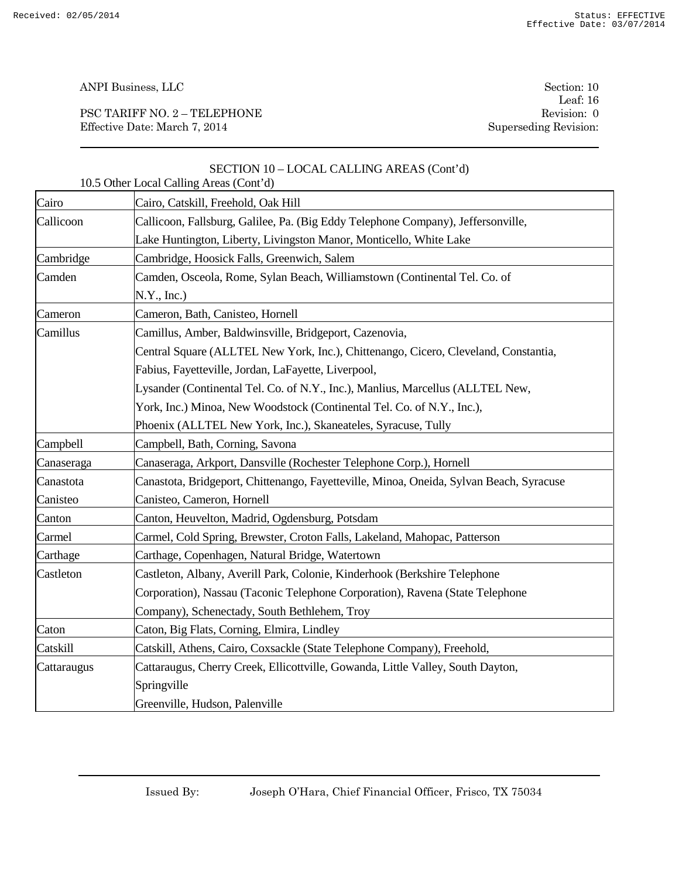ANPI Business, LLC

PSC TARIFF NO. 2 – TELEPHONE
Effective Date: March 7, 2014

Section: 10
Leaf: 16
Revision: 0
Superseding Revision:

SECTION 10 – LOCAL CALLING AREAS (Cont'd)

10.5 Other Local Calling Areas (Cont'd)

| | |
|---|---|
| Cairo | Cairo, Catskill, Freehold, Oak Hill |
| Callicoon | Callicoon, Fallsburg, Galilee, Pa. (Big Eddy Telephone Company), Jeffersonville, Lake Huntington, Liberty, Livingston Manor, Monticello, White Lake |
| Cambridge | Cambridge, Hoosick Falls, Greenwich, Salem |
| Camden | Camden, Osceola, Rome, Sylan Beach, Williamstown (Continental Tel. Co. of N.Y., Inc.) |
| Cameron | Cameron, Bath, Canisteo, Hornell |
| Camillus | Camillus, Amber, Baldwinsville, Bridgeport, Cazenovia, Central Square (ALLTEL New York, Inc.), Chittenango, Cicero, Cleveland, Constantia, Fabius, Fayetteville, Jordan, LaFayette, Liverpool, Lysander (Continental Tel. Co. of N.Y., Inc.), Manlius, Marcellus (ALLTEL New, York, Inc.) Minoa, New Woodstock (Continental Tel. Co. of N.Y., Inc.), Phoenix (ALLTEL New York, Inc.), Skaneateles, Syracuse, Tully |
| Campbell | Campbell, Bath, Corning, Savona |
| Canaseraga | Canaseraga, Arkport, Dansville (Rochester Telephone Corp.), Hornell |
| Canastota | Canastota, Bridgeport, Chittenango, Fayetteville, Minoa, Oneida, Sylvan Beach, Syracuse |
| Canisteo | Canisteo, Cameron, Hornell |
| Canton | Canton, Heuvelton, Madrid, Ogdensburg, Potsdam |
| Carmel | Carmel, Cold Spring, Brewster, Croton Falls, Lakeland, Mahopac, Patterson |
| Carthage | Carthage, Copenhagen, Natural Bridge, Watertown |
| Castleton | Castleton, Albany, Averill Park, Colonie, Kinderhook (Berkshire Telephone Corporation), Nassau (Taconic Telephone Corporation), Ravena (State Telephone Company), Schenectady, South Bethlehem, Troy |
| Caton | Caton, Big Flats, Corning, Elmira, Lindley |
| Catskill | Catskill, Athens, Cairo, Coxsackle (State Telephone Company), Freehold, |
| Cattaraugus | Cattaraugus, Cherry Creek, Ellicottville, Gowanda, Little Valley, South Dayton, Springville Greenville, Hudson, Palenville |

Issued By: Joseph O'Hara, Chief Financial Officer, Frisco, TX 75034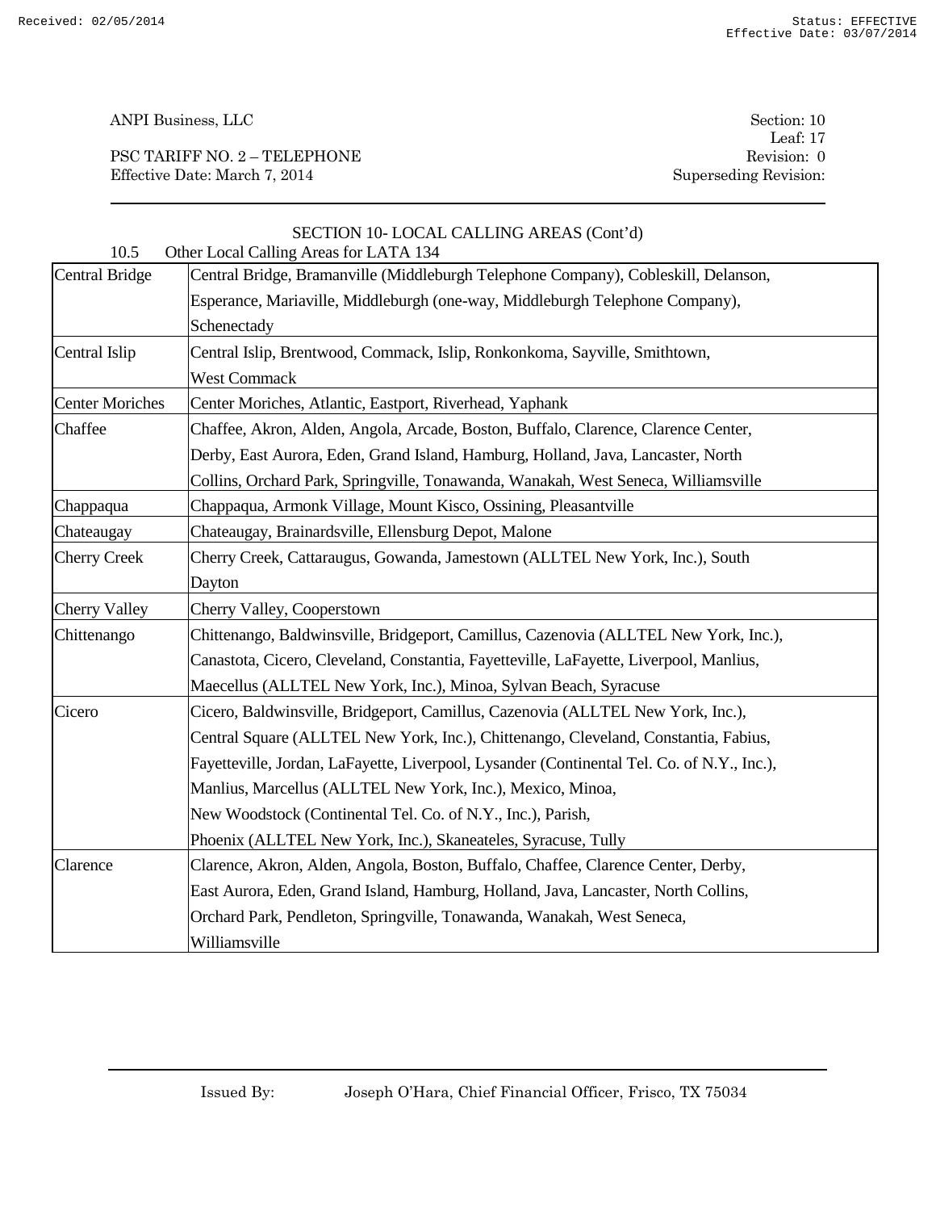## SECTION 10- LOCAL CALLING AREAS (Cont'd)

10.5 Other Local Calling Areas for LATA 134

| | |
|---|---|
| Central Bridge | Central Bridge, Bramanville (Middleburgh Telephone Company), Cobleskill, Delanson, Esperance, Mariaville, Middleburgh (one-way, Middleburgh Telephone Company), Schenectady |
| Central Islip | Central Islip, Brentwood, Commack, Islip, Ronkonkoma, Sayville, Smithtown, West Commack |
| Center Moriches | Center Moriches, Atlantic, Eastport, Riverhead, Yaphank |
| Chaffee | Chaffee, Akron, Alden, Angola, Arcade, Boston, Buffalo, Clarence, Clarence Center, Derby, East Aurora, Eden, Grand Island, Hamburg, Holland, Java, Lancaster, North Collins, Orchard Park, Springville, Tonawanda, Wanakah, West Seneca, Williamsville |
| Chappaqua | Chappaqua, Armonk Village, Mount Kisco, Ossining, Pleasantville |
| Chateaugay | Chateaugay, Brainardsville, Ellensburg Depot, Malone |
| Cherry Creek | Cherry Creek, Cattaraugus, Gowanda, Jamestown (ALLTEL New York, Inc.), South Dayton |
| Cherry Valley | Cherry Valley, Cooperstown |
| Chittenango | Chittenango, Baldwinsville, Bridgeport, Camillus, Cazenovia (ALLTEL New York, Inc.), Canastota, Cicero, Cleveland, Constantia, Fayetteville, LaFayette, Liverpool, Manlius, Maecellus (ALLTEL New York, Inc.), Minoa, Sylvan Beach, Syracuse |
| Cicero | Cicero, Baldwinsville, Bridgeport, Camillus, Cazenovia (ALLTEL New York, Inc.), Central Square (ALLTEL New York, Inc.), Chittenango, Cleveland, Constantia, Fabius, Fayetteville, Jordan, LaFayette, Liverpool, Lysander (Continental Tel. Co. of N.Y., Inc.), Manlius, Marcellus (ALLTEL New York, Inc.), Mexico, Minoa, New Woodstock (Continental Tel. Co. of N.Y., Inc.), Parish, Phoenix (ALLTEL New York, Inc.), Skaneateles, Syracuse, Tully |
| Clarence | Clarence, Akron, Alden, Angola, Boston, Buffalo, Chaffee, Clarence Center, Derby, East Aurora, Eden, Grand Island, Hamburg, Holland, Java, Lancaster, North Collins, Orchard Park, Pendleton, Springville, Tonawanda, Wanakah, West Seneca, Williamsville |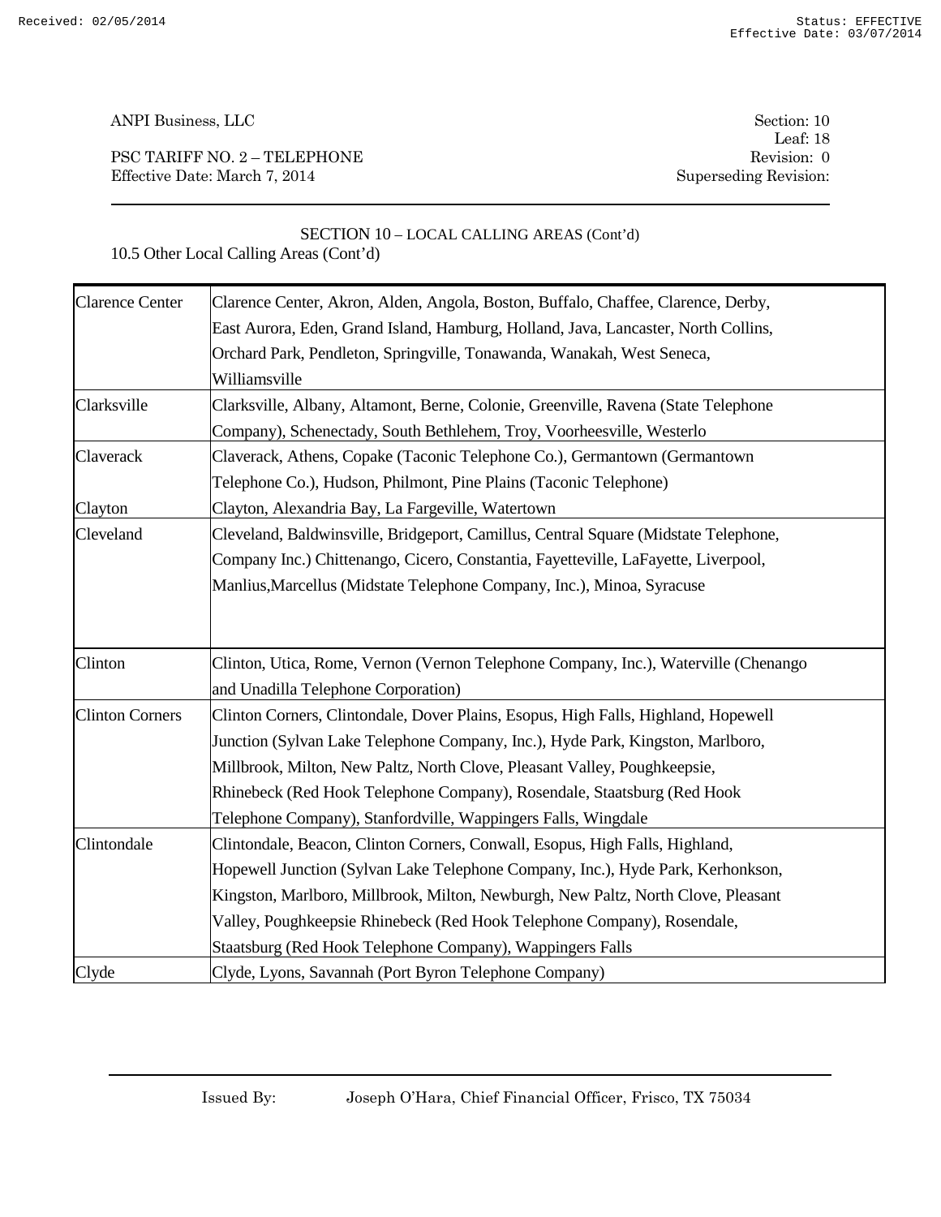ANPI Business, LLC

PSC TARIFF NO. 2 – TELEPHONE
Effective Date: March 7, 2014

Section: 10
Leaf: 18
Revision: 0
Superseding Revision:

SECTION 10 – LOCAL CALLING AREAS (Cont'd)

10.5 Other Local Calling Areas (Cont'd)

| | |
|---|---|
| Clarence Center | Clarence Center, Akron, Alden, Angola, Boston, Buffalo, Chaffee, Clarence, Derby, East Aurora, Eden, Grand Island, Hamburg, Holland, Java, Lancaster, North Collins, Orchard Park, Pendleton, Springville, Tonawanda, Wanakah, West Seneca, Williamsville |
| Clarksville | Clarksville, Albany, Altamont, Berne, Colonie, Greenville, Ravena (State Telephone Company), Schenectady, South Bethlehem, Troy, Voorheesville, Westerlo |
| Claverack | Claverack, Athens, Copake (Taconic Telephone Co.), Germantown (Germantown Telephone Co.), Hudson, Philmont, Pine Plains (Taconic Telephone) |
| Clayton | Clayton, Alexandria Bay, La Fargeville, Watertown |
| Cleveland | Cleveland, Baldwinsville, Bridgeport, Camillus, Central Square (Midstate Telephone, Company Inc.) Chittenango, Cicero, Constantia, Fayetteville, LaFayette, Liverpool, Manlius,Marcellus (Midstate Telephone Company, Inc.), Minoa, Syracuse |
| Clinton | Clinton, Utica, Rome, Vernon (Vernon Telephone Company, Inc.), Waterville (Chenango and Unadilla Telephone Corporation) |
| Clinton Corners | Clinton Corners, Clintondale, Dover Plains, Esopus, High Falls, Highland, Hopewell Junction (Sylvan Lake Telephone Company, Inc.), Hyde Park, Kingston, Marlboro, Millbrook, Milton, New Paltz, North Clove, Pleasant Valley, Poughkeepsie, Rhinebeck (Red Hook Telephone Company), Rosendale, Staatsburg (Red Hook Telephone Company), Stanfordville, Wappingers Falls, Wingdale |
| Clintondale | Clintondale, Beacon, Clinton Corners, Conwall, Esopus, High Falls, Highland, Hopewell Junction (Sylvan Lake Telephone Company, Inc.), Hyde Park, Kerhonkson, Kingston, Marlboro, Millbrook, Milton, Newburgh, New Paltz, North Clove, Pleasant Valley, Poughkeepsie Rhinebeck (Red Hook Telephone Company), Rosendale, Staatsburg (Red Hook Telephone Company), Wappingers Falls |
| Clyde | Clyde, Lyons, Savannah (Port Byron Telephone Company) |

Issued By: Joseph O'Hara, Chief Financial Officer, Frisco, TX 75034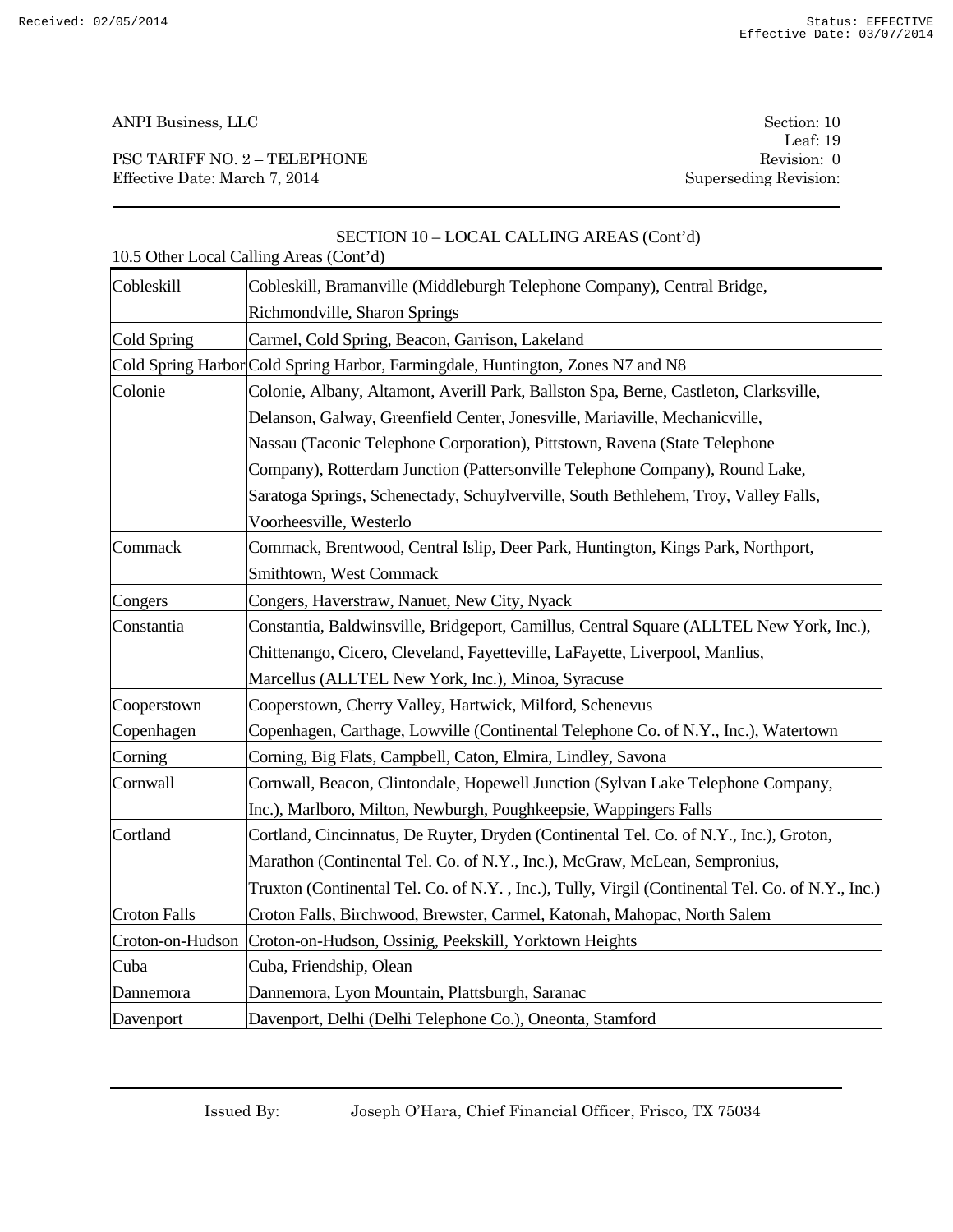ANPI Business, LLC

PSC TARIFF NO. 2 – TELEPHONE
Effective Date: March 7, 2014

Section: 10
Leaf: 19
Revision: 0
Superseding Revision:

## SECTION 10 – LOCAL CALLING AREAS (Cont'd)

10.5 Other Local Calling Areas (Cont'd)

| | |
|---|---|
| Cobleskill | Cobleskill, Bramanville (Middleburgh Telephone Company), Central Bridge, Richmondville, Sharon Springs |
| Cold Spring | Carmel, Cold Spring, Beacon, Garrison, Lakeland |
| Cold Spring Harbor | Cold Spring Harbor, Farmingdale, Huntington, Zones N7 and N8 |
| Colonie | Colonie, Albany, Altamont, Averill Park, Ballston Spa, Berne, Castleton, Clarksville, Delanson, Galway, Greenfield Center, Jonesville, Mariaville, Mechanicville, Nassau (Taconic Telephone Corporation), Pittstown, Ravena (State Telephone Company), Rotterdam Junction (Pattersonville Telephone Company), Round Lake, Saratoga Springs, Schenectady, Schuylverville, South Bethlehem, Troy, Valley Falls, Voorheesville, Westerlo |
| Commack | Commack, Brentwood, Central Islip, Deer Park, Huntington, Kings Park, Northport, Smithtown, West Commack |
| Congers | Congers, Haverstraw, Nanuet, New City, Nyack |
| Constantia | Constantia, Baldwinsville, Bridgeport, Camillus, Central Square (ALLTEL New York, Inc.), Chittenango, Cicero, Cleveland, Fayetteville, LaFayette, Liverpool, Manlius, Marcellus (ALLTEL New York, Inc.), Minoa, Syracuse |
| Cooperstown | Cooperstown, Cherry Valley, Hartwick, Milford, Schenevus |
| Copenhagen | Copenhagen, Carthage, Lowville (Continental Telephone Co. of N.Y., Inc.), Watertown |
| Corning | Corning, Big Flats, Campbell, Caton, Elmira, Lindley, Savona |
| Cornwall | Cornwall, Beacon, Clintondale, Hopewell Junction (Sylvan Lake Telephone Company, Inc.), Marlboro, Milton, Newburgh, Poughkeepsie, Wappingers Falls |
| Cortland | Cortland, Cincinnatus, De Ruyter, Dryden (Continental Tel. Co. of N.Y., Inc.), Groton, Marathon (Continental Tel. Co. of N.Y., Inc.), McGraw, McLean, Sempronius, Truxton (Continental Tel. Co. of N.Y. , Inc.), Tully, Virgil (Continental Tel. Co. of N.Y., Inc.) |
| Croton Falls | Croton Falls, Birchwood, Brewster, Carmel, Katonah, Mahopac, North Salem |
| Croton-on-Hudson | Croton-on-Hudson, Ossinig, Peekskill, Yorktown Heights |
| Cuba | Cuba, Friendship, Olean |
| Dannemora | Dannemora, Lyon Mountain, Plattsburgh, Saranac |
| Davenport | Davenport, Delhi (Delhi Telephone Co.), Oneonta, Stamford |

Issued By: Joseph O'Hara, Chief Financial Officer, Frisco, TX 75034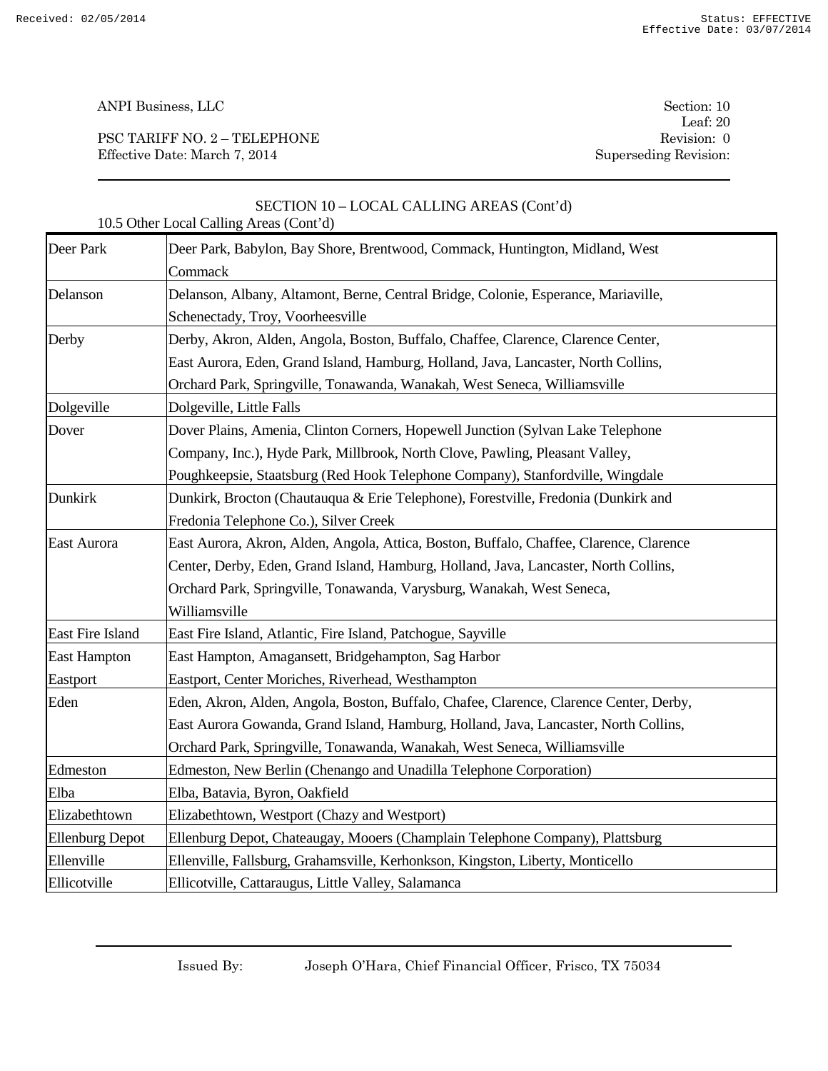ANPI Business, LLC

PSC TARIFF NO. 2 – TELEPHONE
Effective Date: March 7, 2014

Section: 10
Leaf: 20
Revision: 0
Superseding Revision:

## SECTION 10 – LOCAL CALLING AREAS (Cont'd)

10.5 Other Local Calling Areas (Cont'd)

| | |
|---|---|
| Deer Park | Deer Park, Babylon, Bay Shore, Brentwood, Commack, Huntington, Midland, West Commack |
| Delanson | Delanson, Albany, Altamont, Berne, Central Bridge, Colonie, Esperance, Mariaville, Schenectady, Troy, Voorheesville |
| Derby | Derby, Akron, Alden, Angola, Boston, Buffalo, Chaffee, Clarence, Clarence Center, East Aurora, Eden, Grand Island, Hamburg, Holland, Java, Lancaster, North Collins, Orchard Park, Springville, Tonawanda, Wanakah, West Seneca, Williamsville |
| Dolgeville | Dolgeville, Little Falls |
| Dover | Dover Plains, Amenia, Clinton Corners, Hopewell Junction (Sylvan Lake Telephone Company, Inc.), Hyde Park, Millbrook, North Clove, Pawling, Pleasant Valley, Poughkeepsie, Staatsburg (Red Hook Telephone Company), Stanfordville, Wingdale |
| Dunkirk | Dunkirk, Brocton (Chautauqua & Erie Telephone), Forestville, Fredonia (Dunkirk and Fredonia Telephone Co.), Silver Creek |
| East Aurora | East Aurora, Akron, Alden, Angola, Attica, Boston, Buffalo, Chaffee, Clarence, Clarence Center, Derby, Eden, Grand Island, Hamburg, Holland, Java, Lancaster, North Collins, Orchard Park, Springville, Tonawanda, Varysburg, Wanakah, West Seneca, Williamsville |
| East Fire Island | East Fire Island, Atlantic, Fire Island, Patchogue, Sayville |
| East Hampton | East Hampton, Amagansett, Bridgehampton, Sag Harbor |
| Eastport | Eastport, Center Moriches, Riverhead, Westhampton |
| Eden | Eden, Akron, Alden, Angola, Boston, Buffalo, Chafee, Clarence, Clarence Center, Derby, East Aurora Gowanda, Grand Island, Hamburg, Holland, Java, Lancaster, North Collins, Orchard Park, Springville, Tonawanda, Wanakah, West Seneca, Williamsville |
| Edmeston | Edmeston, New Berlin (Chenango and Unadilla Telephone Corporation) |
| Elba | Elba, Batavia, Byron, Oakfield |
| Elizabethtown | Elizabethtown, Westport (Chazy and Westport) |
| Ellenburg Depot | Ellenburg Depot, Chateaugay, Mooers (Champlain Telephone Company), Plattsburg |
| Ellenville | Ellenville, Fallsburg, Grahamsville, Kerhonkson, Kingston, Liberty, Monticello |
| Ellicotville | Ellicotville, Cattaraugus, Little Valley, Salamanca |

Issued By: Joseph O'Hara, Chief Financial Officer, Frisco, TX 75034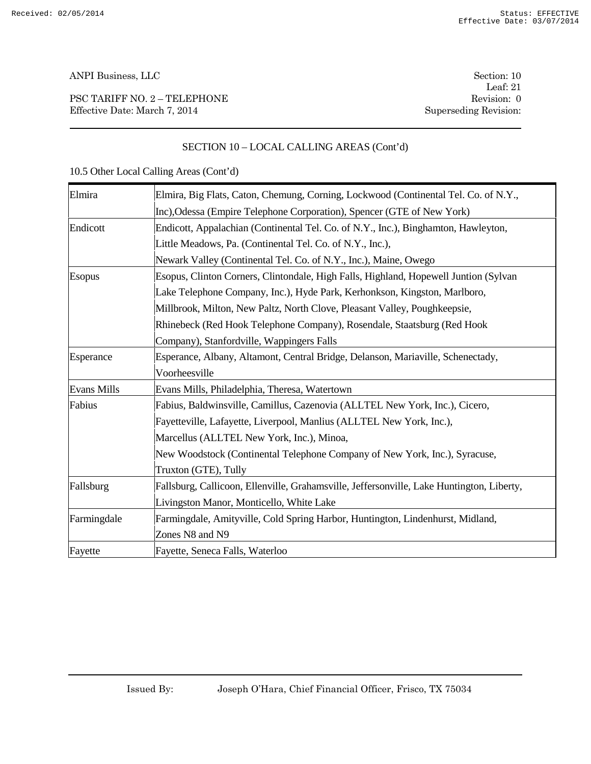ANPI Business, LLC

PSC TARIFF NO. 2 – TELEPHONE
Effective Date: March 7, 2014

Section: 10
Leaf: 21
Revision: 0
Superseding Revision:

## SECTION 10 – LOCAL CALLING AREAS (Cont'd)

10.5 Other Local Calling Areas (Cont'd)

| | |
|---|---|
| Elmira | Elmira, Big Flats, Caton, Chemung, Corning, Lockwood (Continental Tel. Co. of N.Y., Inc),Odessa (Empire Telephone Corporation), Spencer (GTE of New York) |
| Endicott | Endicott, Appalachian (Continental Tel. Co. of N.Y., Inc.), Binghamton, Hawleyton, Little Meadows, Pa. (Continental Tel. Co. of N.Y., Inc.), Newark Valley (Continental Tel. Co. of N.Y., Inc.), Maine, Owego |
| Esopus | Esopus, Clinton Corners, Clintondale, High Falls, Highland, Hopewell Juntion (Sylvan Lake Telephone Company, Inc.), Hyde Park, Kerhonkson, Kingston, Marlboro, Millbrook, Milton, New Paltz, North Clove, Pleasant Valley, Poughkeepsie, Rhinebeck (Red Hook Telephone Company), Rosendale, Staatsburg (Red Hook Company), Stanfordville, Wappingers Falls |
| Esperance | Esperance, Albany, Altamont, Central Bridge, Delanson, Mariaville, Schenectady, Voorheesville |
| Evans Mills | Evans Mills, Philadelphia, Theresa, Watertown |
| Fabius | Fabius, Baldwinsville, Camillus, Cazenovia (ALLTEL New York, Inc.), Cicero, Fayetteville, Lafayette, Liverpool, Manlius (ALLTEL New York, Inc.), Marcellus (ALLTEL New York, Inc.), Minoa, New Woodstock (Continental Telephone Company of New York, Inc.), Syracuse, Truxton (GTE), Tully |
| Fallsburg | Fallsburg, Callicoon, Ellenville, Grahamsville, Jeffersonville, Lake Huntington, Liberty, Livingston Manor, Monticello, White Lake |
| Farmingdale | Farmingdale, Amityville, Cold Spring Harbor, Huntington, Lindenhurst, Midland, Zones N8 and N9 |
| Fayette | Fayette, Seneca Falls, Waterloo |

Issued By: Joseph O'Hara, Chief Financial Officer, Frisco, TX 75034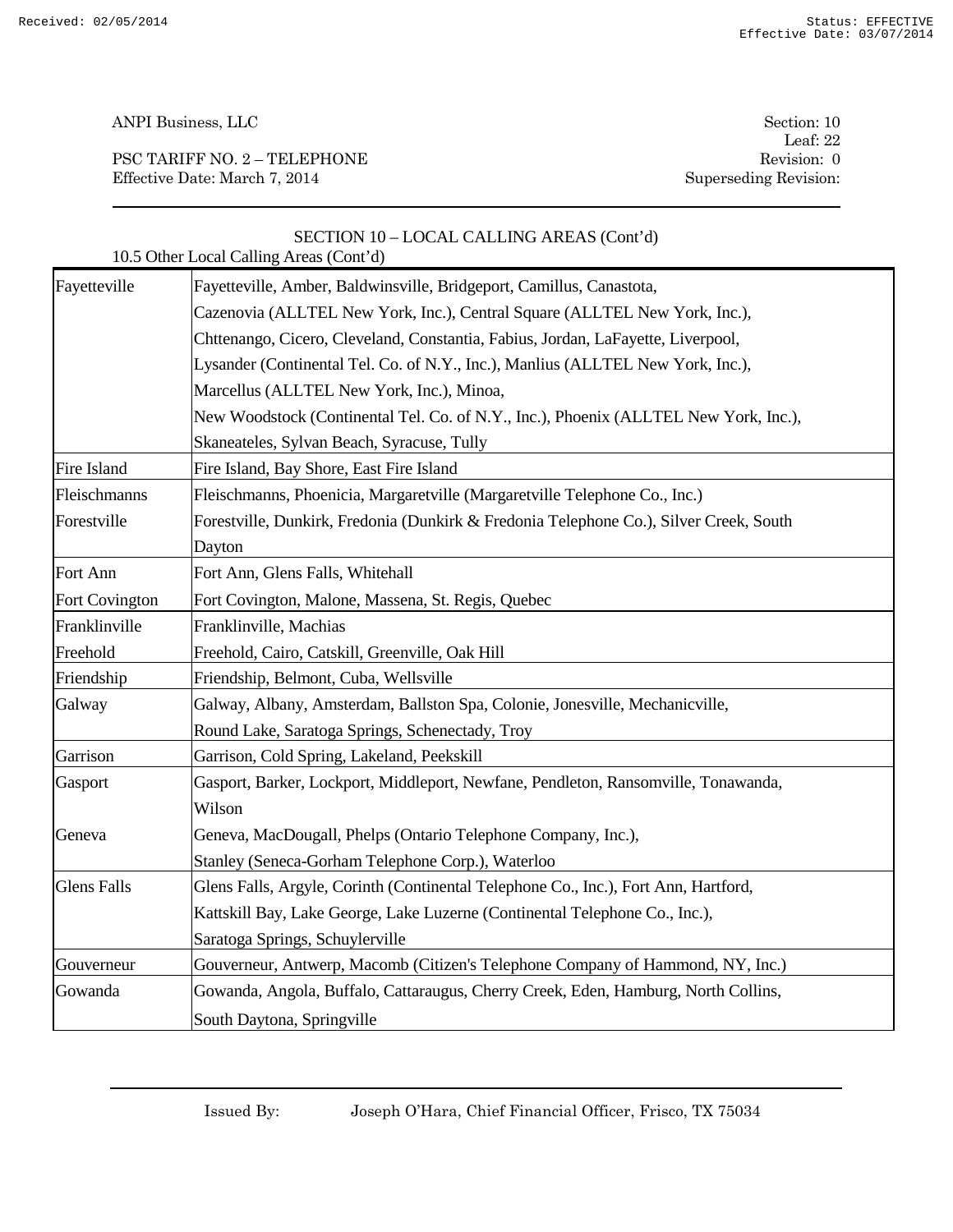ANPI Business, LLC

PSC TARIFF NO. 2 – TELEPHONE
Effective Date: March 7, 2014

Section: 10
Leaf: 22
Revision: 0
Superseding Revision:

## SECTION 10 – LOCAL CALLING AREAS (Cont'd)

10.5 Other Local Calling Areas (Cont'd)

| | |
|---|---|
| Fayetteville | Fayetteville, Amber, Baldwinsville, Bridgeport, Camillus, Canastota, Cazenovia (ALLTEL New York, Inc.), Central Square (ALLTEL New York, Inc.), Chttenango, Cicero, Cleveland, Constantia, Fabius, Jordan, LaFayette, Liverpool, Lysander (Continental Tel. Co. of N.Y., Inc.), Manlius (ALLTEL New York, Inc.), Marcellus (ALLTEL New York, Inc.), Minoa, New Woodstock (Continental Tel. Co. of N.Y., Inc.), Phoenix (ALLTEL New York, Inc.), Skaneateles, Sylvan Beach, Syracuse, Tully |
| Fire Island | Fire Island, Bay Shore, East Fire Island |
| Fleischmanns | Fleischmanns, Phoenicia, Margaretville (Margaretville Telephone Co., Inc.) |
| Forestville | Forestville, Dunkirk, Fredonia (Dunkirk & Fredonia Telephone Co.), Silver Creek, South Dayton |
| Fort Ann | Fort Ann, Glens Falls, Whitehall |
| Fort Covington | Fort Covington, Malone, Massena, St. Regis, Quebec |
| Franklinville | Franklinville, Machias |
| Freehold | Freehold, Cairo, Catskill, Greenville, Oak Hill |
| Friendship | Friendship, Belmont, Cuba, Wellsville |
| Galway | Galway, Albany, Amsterdam, Ballston Spa, Colonie, Jonesville, Mechanicville, Round Lake, Saratoga Springs, Schenectady, Troy |
| Garrison | Garrison, Cold Spring, Lakeland, Peekskill |
| Gasport | Gasport, Barker, Lockport, Middleport, Newfane, Pendleton, Ransomville, Tonawanda, Wilson |
| Geneva | Geneva, MacDougall, Phelps (Ontario Telephone Company, Inc.), Stanley (Seneca-Gorham Telephone Corp.), Waterloo |
| Glens Falls | Glens Falls, Argyle, Corinth (Continental Telephone Co., Inc.), Fort Ann, Hartford, Kattskill Bay, Lake George, Lake Luzerne (Continental Telephone Co., Inc.), Saratoga Springs, Schuylerville |
| Gouverneur | Gouverneur, Antwerp, Macomb (Citizen's Telephone Company of Hammond, NY, Inc.) |
| Gowanda | Gowanda, Angola, Buffalo, Cattaraugus, Cherry Creek, Eden, Hamburg, North Collins, South Daytona, Springville |

Issued By: Joseph O'Hara, Chief Financial Officer, Frisco, TX 75034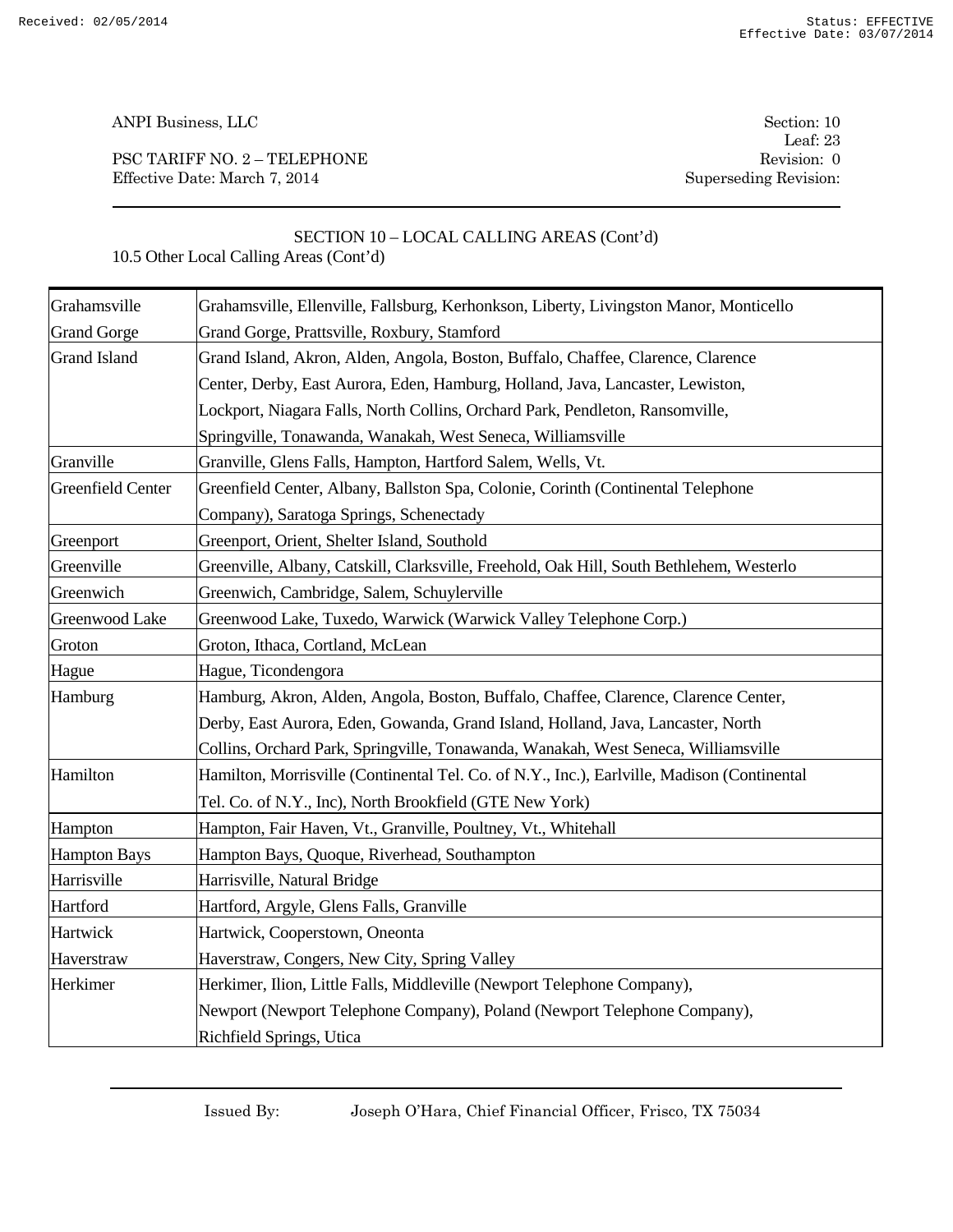ANPI Business, LLC

PSC TARIFF NO. 2 – TELEPHONE
Effective Date: March 7, 2014

Section: 10
Leaf: 23
Revision: 0
Superseding Revision:

SECTION 10 – LOCAL CALLING AREAS (Cont'd)

10.5 Other Local Calling Areas (Cont'd)

| | |
|---|---|
| Grahamsville | Grahamsville, Ellenville, Fallsburg, Kerhonkson, Liberty, Livingston Manor, Monticello |
| Grand Gorge | Grand Gorge, Prattsville, Roxbury, Stamford |
| Grand Island | Grand Island, Akron, Alden, Angola, Boston, Buffalo, Chaffee, Clarence, Clarence Center, Derby, East Aurora, Eden, Hamburg, Holland, Java, Lancaster, Lewiston, Lockport, Niagara Falls, North Collins, Orchard Park, Pendleton, Ransomville, Springville, Tonawanda, Wanakah, West Seneca, Williamsville |
| Granville | Granville, Glens Falls, Hampton, Hartford Salem, Wells, Vt. |
| Greenfield Center | Greenfield Center, Albany, Ballston Spa, Colonie, Corinth (Continental Telephone Company), Saratoga Springs, Schenectady |
| Greenport | Greenport, Orient, Shelter Island, Southold |
| Greenville | Greenville, Albany, Catskill, Clarksville, Freehold, Oak Hill, South Bethlehem, Westerlo |
| Greenwich | Greenwich, Cambridge, Salem, Schuylerville |
| Greenwood Lake | Greenwood Lake, Tuxedo, Warwick (Warwick Valley Telephone Corp.) |
| Groton | Groton, Ithaca, Cortland, McLean |
| Hague | Hague, Ticondengora |
| Hamburg | Hamburg, Akron, Alden, Angola, Boston, Buffalo, Chaffee, Clarence, Clarence Center, Derby, East Aurora, Eden, Gowanda, Grand Island, Holland, Java, Lancaster, North Collins, Orchard Park, Springville, Tonawanda, Wanakah, West Seneca, Williamsville |
| Hamilton | Hamilton, Morrisville (Continental Tel. Co. of N.Y., Inc.), Earlville, Madison (Continental Tel. Co. of N.Y., Inc), North Brookfield (GTE New York) |
| Hampton | Hampton, Fair Haven, Vt., Granville, Poultney, Vt., Whitehall |
| Hampton Bays | Hampton Bays, Quoque, Riverhead, Southampton |
| Harrisville | Harrisville, Natural Bridge |
| Hartford | Hartford, Argyle, Glens Falls, Granville |
| Hartwick | Hartwick, Cooperstown, Oneonta |
| Haverstraw | Haverstraw, Congers, New City, Spring Valley |
| Herkimer | Herkimer, Ilion, Little Falls, Middleville (Newport Telephone Company), Newport (Newport Telephone Company), Poland (Newport Telephone Company), Richfield Springs, Utica |

Issued By: Joseph O'Hara, Chief Financial Officer, Frisco, TX 75034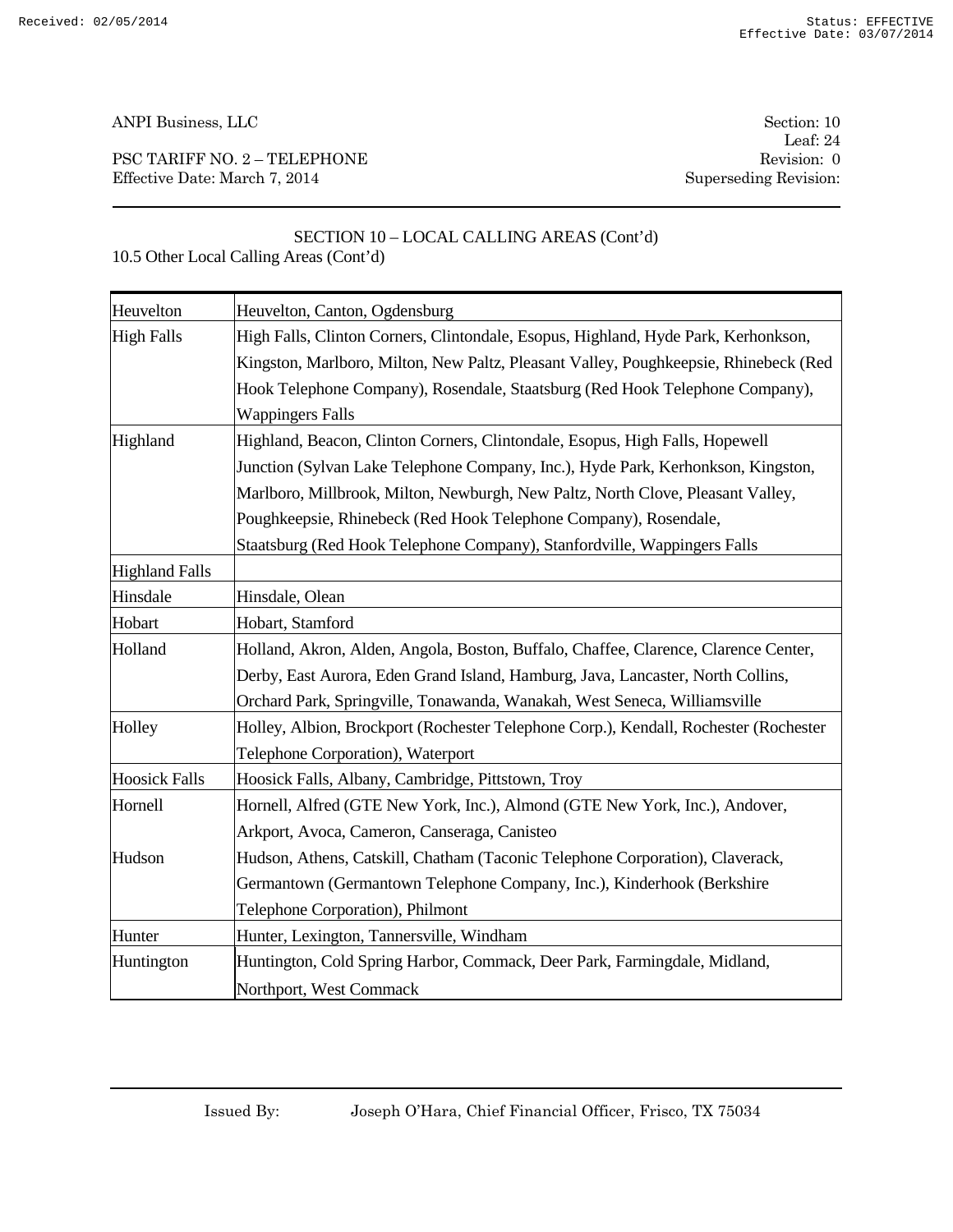ANPI Business, LLC

PSC TARIFF NO. 2 – TELEPHONE
Effective Date: March 7, 2014

Section: 10
Leaf: 24
Revision: 0
Superseding Revision:

## SECTION 10 – LOCAL CALLING AREAS (Cont'd)

10.5 Other Local Calling Areas (Cont'd)

| | |
|---|---|
| Heuvelton | Heuvelton, Canton, Ogdensburg |
| High Falls | High Falls, Clinton Corners, Clintondale, Esopus, Highland, Hyde Park, Kerhonkson, Kingston, Marlboro, Milton, New Paltz, Pleasant Valley, Poughkeepsie, Rhinebeck (Red Hook Telephone Company), Rosendale, Staatsburg (Red Hook Telephone Company), Wappingers Falls |
| Highland | Highland, Beacon, Clinton Corners, Clintondale, Esopus, High Falls, Hopewell Junction (Sylvan Lake Telephone Company, Inc.), Hyde Park, Kerhonkson, Kingston, Marlboro, Millbrook, Milton, Newburgh, New Paltz, North Clove, Pleasant Valley, Poughkeepsie, Rhinebeck (Red Hook Telephone Company), Rosendale, Staatsburg (Red Hook Telephone Company), Stanfordville, Wappingers Falls |
| Highland Falls | |
| Hinsdale | Hinsdale, Olean |
| Hobart | Hobart, Stamford |
| Holland | Holland, Akron, Alden, Angola, Boston, Buffalo, Chaffee, Clarence, Clarence Center, Derby, East Aurora, Eden Grand Island, Hamburg, Java, Lancaster, North Collins, Orchard Park, Springville, Tonawanda, Wanakah, West Seneca, Williamsville |
| Holley | Holley, Albion, Brockport (Rochester Telephone Corp.), Kendall, Rochester (Rochester Telephone Corporation), Waterport |
| Hoosick Falls | Hoosick Falls, Albany, Cambridge, Pittstown, Troy |
| Hornell | Hornell, Alfred (GTE New York, Inc.), Almond (GTE New York, Inc.), Andover, Arkport, Avoca, Cameron, Canseraga, Canisteo |
| Hudson | Hudson, Athens, Catskill, Chatham (Taconic Telephone Corporation), Claverack, Germantown (Germantown Telephone Company, Inc.), Kinderhook (Berkshire Telephone Corporation), Philmont |
| Hunter | Hunter, Lexington, Tannersville, Windham |
| Huntington | Huntington, Cold Spring Harbor, Commack, Deer Park, Farmingdale, Midland, Northport, West Commack |

Issued By: Joseph O'Hara, Chief Financial Officer, Frisco, TX 75034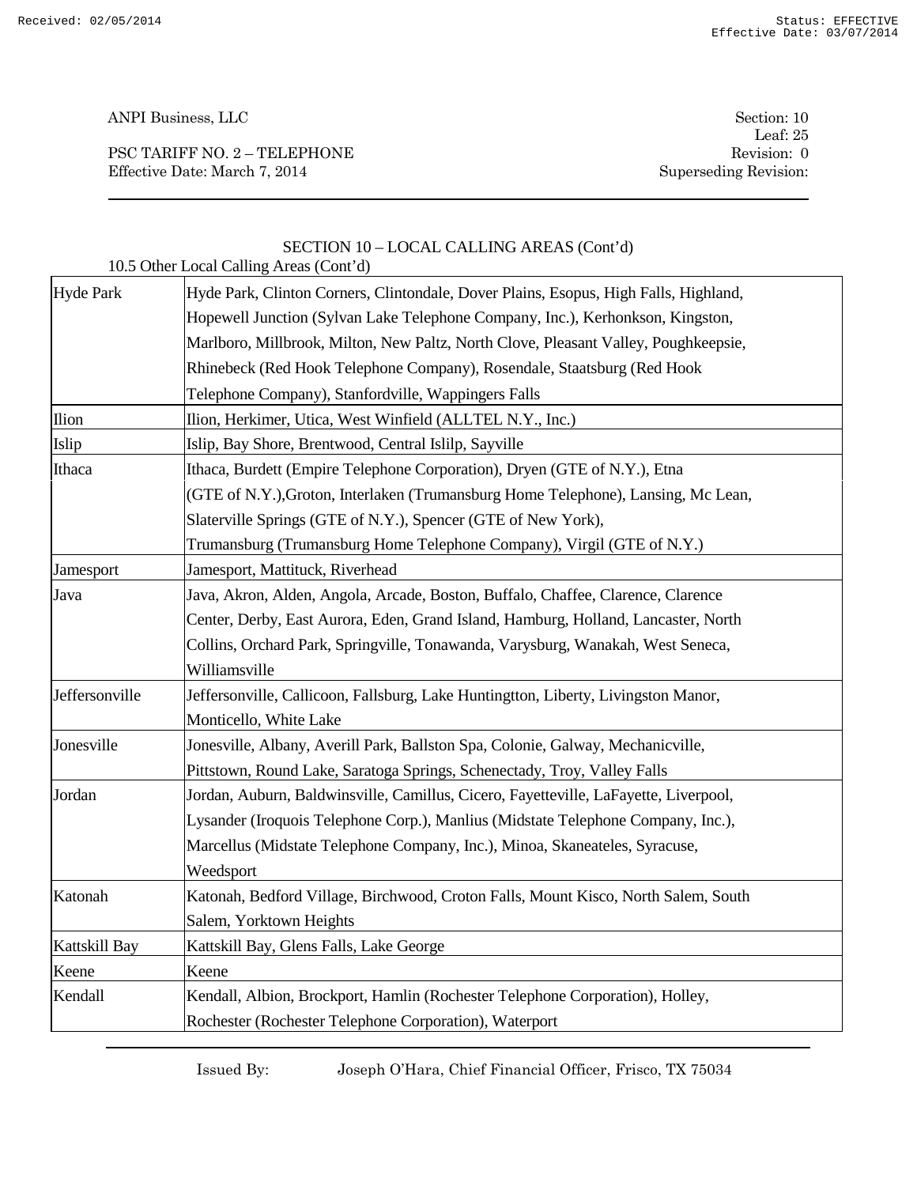SECTION 10 – LOCAL CALLING AREAS (Cont'd)

10.5 Other Local Calling Areas (Cont'd)

| | |
|---|---|
| Hyde Park | Hyde Park, Clinton Corners, Clintondale, Dover Plains, Esopus, High Falls, Highland, Hopewell Junction (Sylvan Lake Telephone Company, Inc.), Kerhonkson, Kingston, Marlboro, Millbrook, Milton, New Paltz, North Clove, Pleasant Valley, Poughkeepsie, Rhinebeck (Red Hook Telephone Company), Rosendale, Staatsburg (Red Hook Telephone Company), Stanfordville, Wappingers Falls |
| Ilion | Ilion, Herkimer, Utica, West Winfield (ALLTEL N.Y., Inc.) |
| Islip | Islip, Bay Shore, Brentwood, Central Islilp, Sayville |
| Ithaca | Ithaca, Burdett (Empire Telephone Corporation), Dryen (GTE of N.Y.), Etna (GTE of N.Y.),Groton, Interlaken (Trumansburg Home Telephone), Lansing, Mc Lean, Slaterville Springs (GTE of N.Y.), Spencer (GTE of New York), Trumansburg (Trumansburg Home Telephone Company), Virgil (GTE of N.Y.) |
| Jamesport | Jamesport, Mattituck, Riverhead |
| Java | Java, Akron, Alden, Angola, Arcade, Boston, Buffalo, Chaffee, Clarence, Clarence Center, Derby, East Aurora, Eden, Grand Island, Hamburg, Holland, Lancaster, North Collins, Orchard Park, Springville, Tonawanda, Varysburg, Wanakah, West Seneca, Williamsville |
| Jeffersonville | Jeffersonville, Callicoon, Fallsburg, Lake Huntingtton, Liberty, Livingston Manor, Monticello, White Lake |
| Jonesville | Jonesville, Albany, Averill Park, Ballston Spa, Colonie, Galway, Mechanicville, Pittstown, Round Lake, Saratoga Springs, Schenectady, Troy, Valley Falls |
| Jordan | Jordan, Auburn, Baldwinsville, Camillus, Cicero, Fayetteville, LaFayette, Liverpool, Lysander (Iroquois Telephone Corp.), Manlius (Midstate Telephone Company, Inc.), Marcellus (Midstate Telephone Company, Inc.), Minoa, Skaneateles, Syracuse, Weedsport |
| Katonah | Katonah, Bedford Village, Birchwood, Croton Falls, Mount Kisco, North Salem, South Salem, Yorktown Heights |
| Kattskill Bay | Kattskill Bay, Glens Falls, Lake George |
| Keene | Keene |
| Kendall | Kendall, Albion, Brockport, Hamlin (Rochester Telephone Corporation), Holley, Rochester (Rochester Telephone Corporation), Waterport |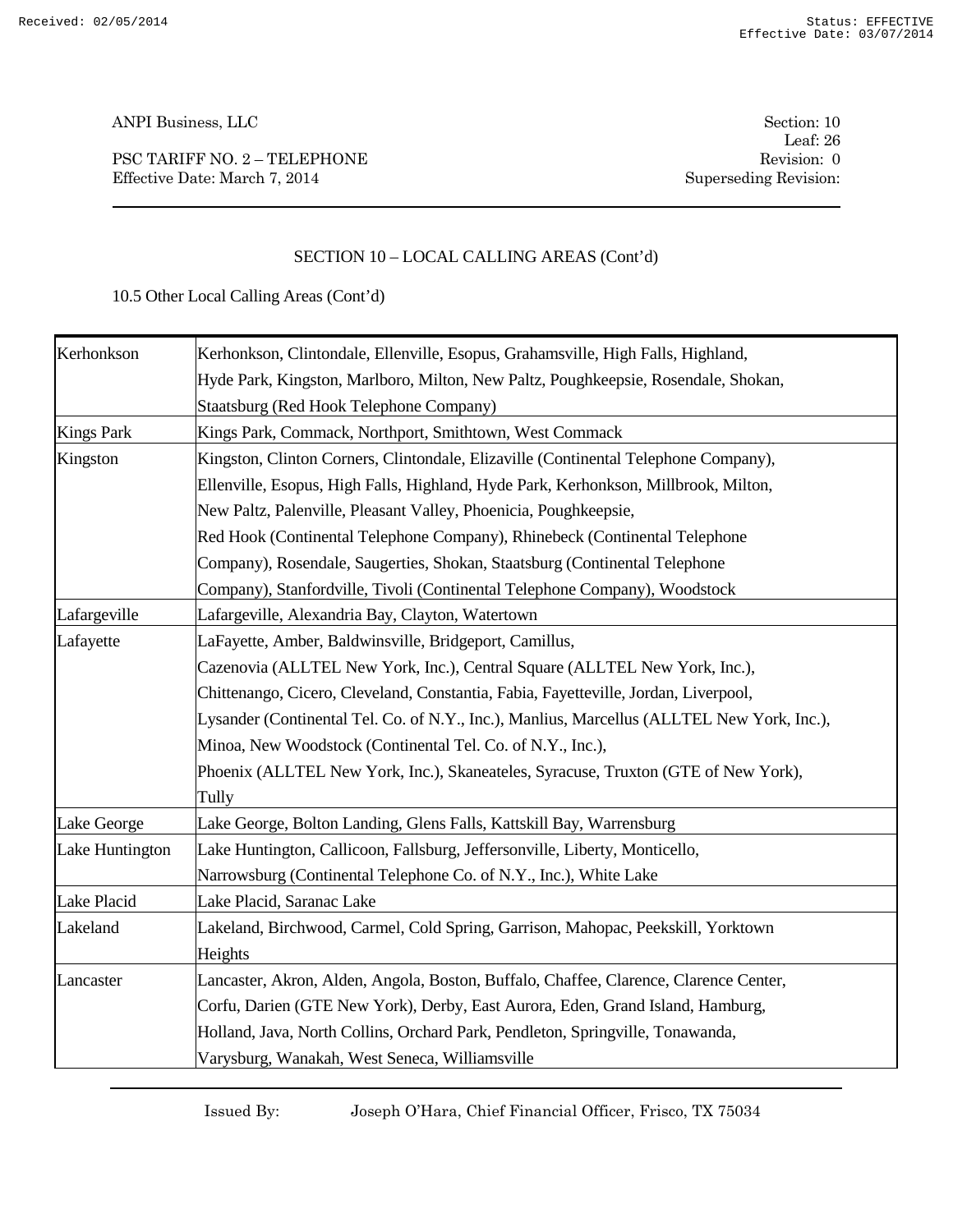## SECTION 10 – LOCAL CALLING AREAS (Cont'd)

10.5 Other Local Calling Areas (Cont'd)

| | |
|---|---|
| Kerhonkson | Kerhonkson, Clintondale, Ellenville, Esopus, Grahamsville, High Falls, Highland, Hyde Park, Kingston, Marlboro, Milton, New Paltz, Poughkeepsie, Rosendale, Shokan, Staatsburg (Red Hook Telephone Company) |
| Kings Park | Kings Park, Commack, Northport, Smithtown, West Commack |
| Kingston | Kingston, Clinton Corners, Clintondale, Elizaville (Continental Telephone Company), Ellenville, Esopus, High Falls, Highland, Hyde Park, Kerhonkson, Millbrook, Milton, New Paltz, Palenville, Pleasant Valley, Phoenicia, Poughkeepsie, Red Hook (Continental Telephone Company), Rhinebeck (Continental Telephone Company), Rosendale, Saugerties, Shokan, Staatsburg (Continental Telephone Company), Stanfordville, Tivoli (Continental Telephone Company), Woodstock |
| Lafargeville | Lafargeville, Alexandria Bay, Clayton, Watertown |
| Lafayette | LaFayette, Amber, Baldwinsville, Bridgeport, Camillus, Cazenovia (ALLTEL New York, Inc.), Central Square (ALLTEL New York, Inc.), Chittenango, Cicero, Cleveland, Constantia, Fabia, Fayetteville, Jordan, Liverpool, Lysander (Continental Tel. Co. of N.Y., Inc.), Manlius, Marcellus (ALLTEL New York, Inc.), Minoa, New Woodstock (Continental Tel. Co. of N.Y., Inc.), Phoenix (ALLTEL New York, Inc.), Skaneateles, Syracuse, Truxton (GTE of New York), Tully |
| Lake George | Lake George, Bolton Landing, Glens Falls, Kattskill Bay, Warrensburg |
| Lake Huntington | Lake Huntington, Callicoon, Fallsburg, Jeffersonville, Liberty, Monticello, Narrowsburg (Continental Telephone Co. of N.Y., Inc.), White Lake |
| Lake Placid | Lake Placid, Saranac Lake |
| Lakeland | Lakeland, Birchwood, Carmel, Cold Spring, Garrison, Mahopac, Peekskill, Yorktown Heights |
| Lancaster | Lancaster, Akron, Alden, Angola, Boston, Buffalo, Chaffee, Clarence, Clarence Center, Corfu, Darien (GTE New York), Derby, East Aurora, Eden, Grand Island, Hamburg, Holland, Java, North Collins, Orchard Park, Pendleton, Springville, Tonawanda, Varysburg, Wanakah, West Seneca, Williamsville |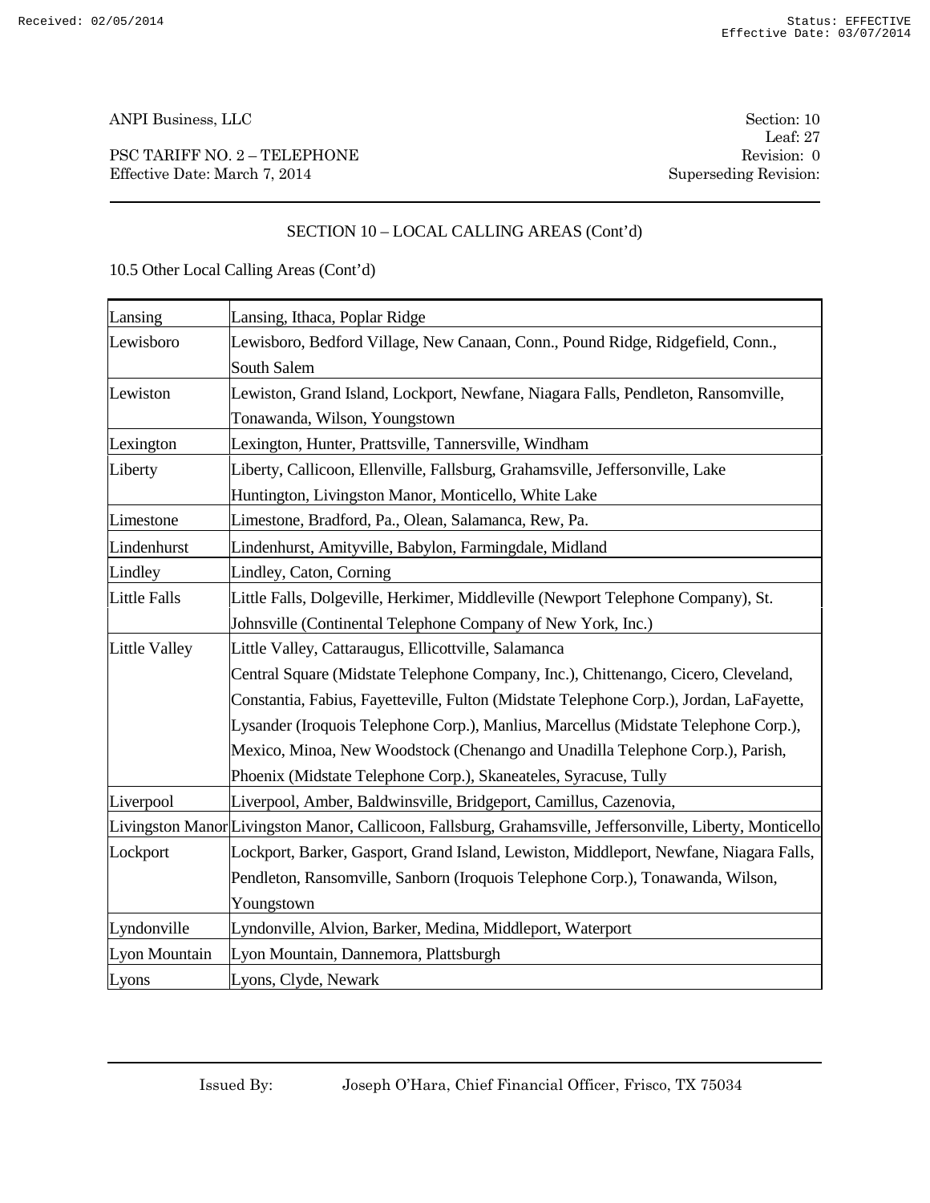ANPI Business, LLC

Section: 10
Leaf: 27
Revision: 0
Superseding Revision:

PSC TARIFF NO. 2 – TELEPHONE
Effective Date: March 7, 2014

## SECTION 10 – LOCAL CALLING AREAS (Cont'd)

10.5 Other Local Calling Areas (Cont'd)

| | |
|---|---|
| Lansing | Lansing, Ithaca, Poplar Ridge |
| Lewisboro | Lewisboro, Bedford Village, New Canaan, Conn., Pound Ridge, Ridgefield, Conn., South Salem |
| Lewiston | Lewiston, Grand Island, Lockport, Newfane, Niagara Falls, Pendleton, Ransomville, Tonawanda, Wilson, Youngstown |
| Lexington | Lexington, Hunter, Prattsville, Tannersville, Windham |
| Liberty | Liberty, Callicoon, Ellenville, Fallsburg, Grahamsville, Jeffersonville, Lake Huntington, Livingston Manor, Monticello, White Lake |
| Limestone | Limestone, Bradford, Pa., Olean, Salamanca, Rew, Pa. |
| Lindenhurst | Lindenhurst, Amityville, Babylon, Farmingdale, Midland |
| Lindley | Lindley, Caton, Corning |
| Little Falls | Little Falls, Dolgeville, Herkimer, Middleville (Newport Telephone Company), St. Johnsville (Continental Telephone Company of New York, Inc.) |
| Little Valley | Little Valley, Cattaraugus, Ellicottville, Salamanca Central Square (Midstate Telephone Company, Inc.), Chittenango, Cicero, Cleveland, Constantia, Fabius, Fayetteville, Fulton (Midstate Telephone Corp.), Jordan, LaFayette, Lysander (Iroquois Telephone Corp.), Manlius, Marcellus (Midstate Telephone Corp.), Mexico, Minoa, New Woodstock (Chenango and Unadilla Telephone Corp.), Parish, Phoenix (Midstate Telephone Corp.), Skaneateles, Syracuse, Tully |
| Liverpool | Liverpool, Amber, Baldwinsville, Bridgeport, Camillus, Cazenovia, |
| Livingston Manor | Livingston Manor, Callicoon, Fallsburg, Grahamsville, Jeffersonville, Liberty, Monticello |
| Lockport | Lockport, Barker, Gasport, Grand Island, Lewiston, Middleport, Newfane, Niagara Falls, Pendleton, Ransomville, Sanborn (Iroquois Telephone Corp.), Tonawanda, Wilson, Youngstown |
| Lyndonville | Lyndonville, Alvion, Barker, Medina, Middleport, Waterport |
| Lyon Mountain | Lyon Mountain, Dannemora, Plattsburgh |
| Lyons | Lyons, Clyde, Newark |

Issued By: Joseph O'Hara, Chief Financial Officer, Frisco, TX 75034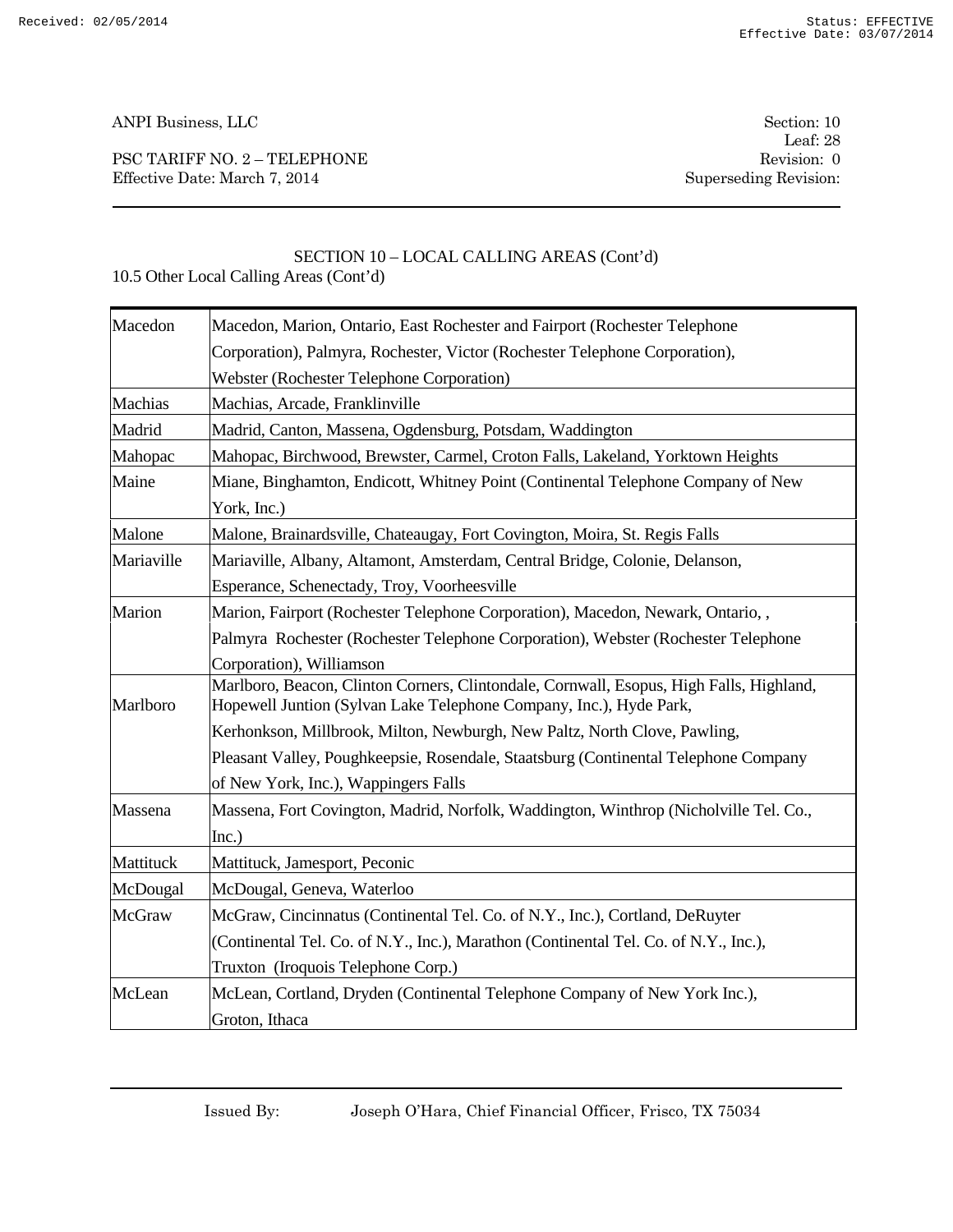ANPI Business, LLC

PSC TARIFF NO. 2 – TELEPHONE
Effective Date: March 7, 2014

Section: 10
Leaf: 28
Revision: 0
Superseding Revision:

## SECTION 10 – LOCAL CALLING AREAS (Cont'd)

### 10.5 Other Local Calling Areas (Cont'd)

| | |
|---|---|
| Macedon | Macedon, Marion, Ontario, East Rochester and Fairport (Rochester Telephone Corporation), Palmyra, Rochester, Victor (Rochester Telephone Corporation), Webster (Rochester Telephone Corporation) |
| Machias | Machias, Arcade, Franklinville |
| Madrid | Madrid, Canton, Massena, Ogdensburg, Potsdam, Waddington |
| Mahopac | Mahopac, Birchwood, Brewster, Carmel, Croton Falls, Lakeland, Yorktown Heights |
| Maine | Miane, Binghamton, Endicott, Whitney Point (Continental Telephone Company of New York, Inc.) |
| Malone | Malone, Brainardsville, Chateaugay, Fort Covington, Moira, St. Regis Falls |
| Mariaville | Mariaville, Albany, Altamont, Amsterdam, Central Bridge, Colonie, Delanson, Esperance, Schenectady, Troy, Voorheesville |
| Marion | Marion, Fairport (Rochester Telephone Corporation), Macedon, Newark, Ontario, , Palmyra Rochester (Rochester Telephone Corporation), Webster (Rochester Telephone Corporation), Williamson |
| Marlboro | Marlboro, Beacon, Clinton Corners, Clintondale, Cornwall, Esopus, High Falls, Highland, Hopewell Juntion (Sylvan Lake Telephone Company, Inc.), Hyde Park, Kerhonkson, Millbrook, Milton, Newburgh, New Paltz, North Clove, Pawling, Pleasant Valley, Poughkeepsie, Rosendale, Staatsburg (Continental Telephone Company of New York, Inc.), Wappingers Falls |
| Massena | Massena, Fort Covington, Madrid, Norfolk, Waddington, Winthrop (Nicholville Tel. Co., Inc.) |
| Mattituck | Mattituck, Jamesport, Peconic |
| McDougal | McDougal, Geneva, Waterloo |
| McGraw | McGraw, Cincinnatus (Continental Tel. Co. of N.Y., Inc.), Cortland, DeRuyter (Continental Tel. Co. of N.Y., Inc.), Marathon (Continental Tel. Co. of N.Y., Inc.), Truxton (Iroquois Telephone Corp.) |
| McLean | McLean, Cortland, Dryden (Continental Telephone Company of New York Inc.), Groton, Ithaca |

Issued By: Joseph O'Hara, Chief Financial Officer, Frisco, TX 75034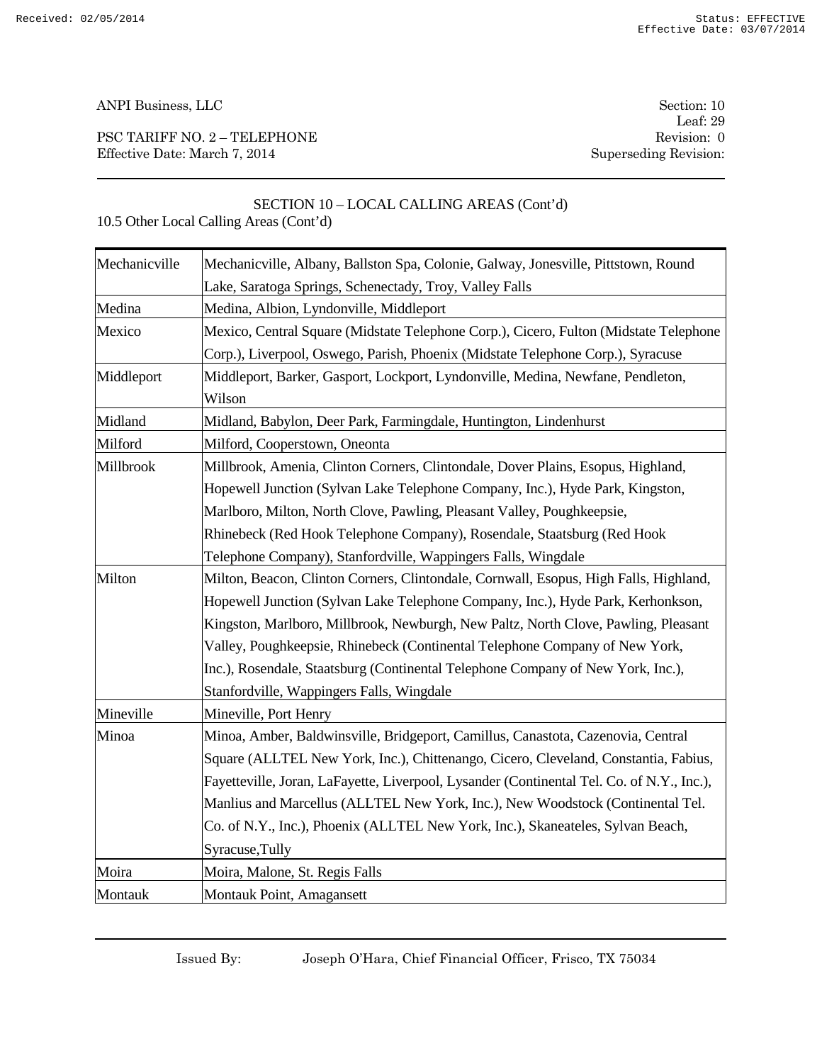ANPI Business, LLC

PSC TARIFF NO. 2 – TELEPHONE
Effective Date: March 7, 2014

Section: 10
Leaf: 29
Revision: 0
Superseding Revision:

## SECTION 10 – LOCAL CALLING AREAS (Cont'd)

10.5 Other Local Calling Areas (Cont'd)

| | |
|---|---|
| Mechanicville | Mechanicville, Albany, Ballston Spa, Colonie, Galway, Jonesville, Pittstown, Round Lake, Saratoga Springs, Schenectady, Troy, Valley Falls |
| Medina | Medina, Albion, Lyndonville, Middleport |
| Mexico | Mexico, Central Square (Midstate Telephone Corp.), Cicero, Fulton (Midstate Telephone Corp.), Liverpool, Oswego, Parish, Phoenix (Midstate Telephone Corp.), Syracuse |
| Middleport | Middleport, Barker, Gasport, Lockport, Lyndonville, Medina, Newfane, Pendleton, Wilson |
| Midland | Midland, Babylon, Deer Park, Farmingdale, Huntington, Lindenhurst |
| Milford | Milford, Cooperstown, Oneonta |
| Millbrook | Millbrook, Amenia, Clinton Corners, Clintondale, Dover Plains, Esopus, Highland, Hopewell Junction (Sylvan Lake Telephone Company, Inc.), Hyde Park, Kingston, Marlboro, Milton, North Clove, Pawling, Pleasant Valley, Poughkeepsie, Rhinebeck (Red Hook Telephone Company), Rosendale, Staatsburg (Red Hook Telephone Company), Stanfordville, Wappingers Falls, Wingdale |
| Milton | Milton, Beacon, Clinton Corners, Clintondale, Cornwall, Esopus, High Falls, Highland, Hopewell Junction (Sylvan Lake Telephone Company, Inc.), Hyde Park, Kerhonkson, Kingston, Marlboro, Millbrook, Newburgh, New Paltz, North Clove, Pawling, Pleasant Valley, Poughkeepsie, Rhinebeck (Continental Telephone Company of New York, Inc.), Rosendale, Staatsburg (Continental Telephone Company of New York, Inc.), Stanfordville, Wappingers Falls, Wingdale |
| Mineville | Mineville, Port Henry |
| Minoa | Minoa, Amber, Baldwinsville, Bridgeport, Camillus, Canastota, Cazenovia, Central Square (ALLTEL New York, Inc.), Chittenango, Cicero, Cleveland, Constantia, Fabius, Fayetteville, Joran, LaFayette, Liverpool, Lysander (Continental Tel. Co. of N.Y., Inc.), Manlius and Marcellus (ALLTEL New York, Inc.), New Woodstock (Continental Tel. Co. of N.Y., Inc.), Phoenix (ALLTEL New York, Inc.), Skaneateles, Sylvan Beach, Syracuse,Tully |
| Moira | Moira, Malone, St. Regis Falls |
| Montauk | Montauk Point, Amagansett |

Issued By: Joseph O'Hara, Chief Financial Officer, Frisco, TX 75034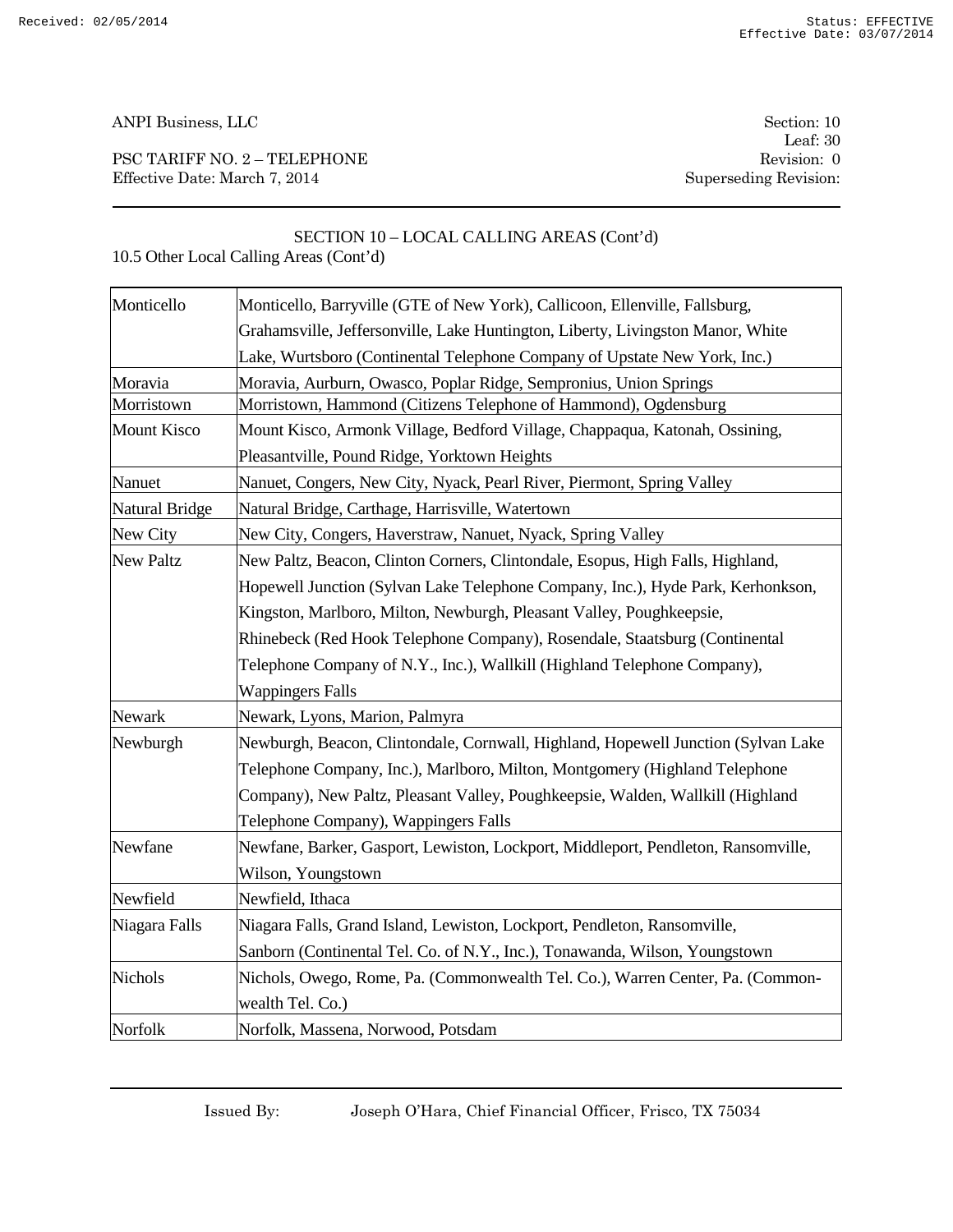## SECTION 10 – LOCAL CALLING AREAS (Cont'd)

10.5 Other Local Calling Areas (Cont'd)

| | |
|---|---|
| Monticello | Monticello, Barryville (GTE of New York), Callicoon, Ellenville, Fallsburg, Grahamsville, Jeffersonville, Lake Huntington, Liberty, Livingston Manor, White Lake, Wurtsboro (Continental Telephone Company of Upstate New York, Inc.) |
| Moravia | Moravia, Aurburn, Owasco, Poplar Ridge, Sempronius, Union Springs |
| Morristown | Morristown, Hammond (Citizens Telephone of Hammond), Ogdensburg |
| Mount Kisco | Mount Kisco, Armonk Village, Bedford Village, Chappaqua, Katonah, Ossining, Pleasantville, Pound Ridge, Yorktown Heights |
| Nanuet | Nanuet, Congers, New City, Nyack, Pearl River, Piermont, Spring Valley |
| Natural Bridge | Natural Bridge, Carthage, Harrisville, Watertown |
| New City | New City, Congers, Haverstraw, Nanuet, Nyack, Spring Valley |
| New Paltz | New Paltz, Beacon, Clinton Corners, Clintondale, Esopus, High Falls, Highland, Hopewell Junction (Sylvan Lake Telephone Company, Inc.), Hyde Park, Kerhonkson, Kingston, Marlboro, Milton, Newburgh, Pleasant Valley, Poughkeepsie, Rhinebeck (Red Hook Telephone Company), Rosendale, Staatsburg (Continental Telephone Company of N.Y., Inc.), Wallkill (Highland Telephone Company), Wappingers Falls |
| Newark | Newark, Lyons, Marion, Palmyra |
| Newburgh | Newburgh, Beacon, Clintondale, Cornwall, Highland, Hopewell Junction (Sylvan Lake Telephone Company, Inc.), Marlboro, Milton, Montgomery (Highland Telephone Company), New Paltz, Pleasant Valley, Poughkeepsie, Walden, Wallkill (Highland Telephone Company), Wappingers Falls |
| Newfane | Newfane, Barker, Gasport, Lewiston, Lockport, Middleport, Pendleton, Ransomville, Wilson, Youngstown |
| Newfield | Newfield, Ithaca |
| Niagara Falls | Niagara Falls, Grand Island, Lewiston, Lockport, Pendleton, Ransomville, Sanborn (Continental Tel. Co. of N.Y., Inc.), Tonawanda, Wilson, Youngstown |
| Nichols | Nichols, Owego, Rome, Pa. (Commonwealth Tel. Co.), Warren Center, Pa. (Commonwealth Tel. Co.) |
| Norfolk | Norfolk, Massena, Norwood, Potsdam |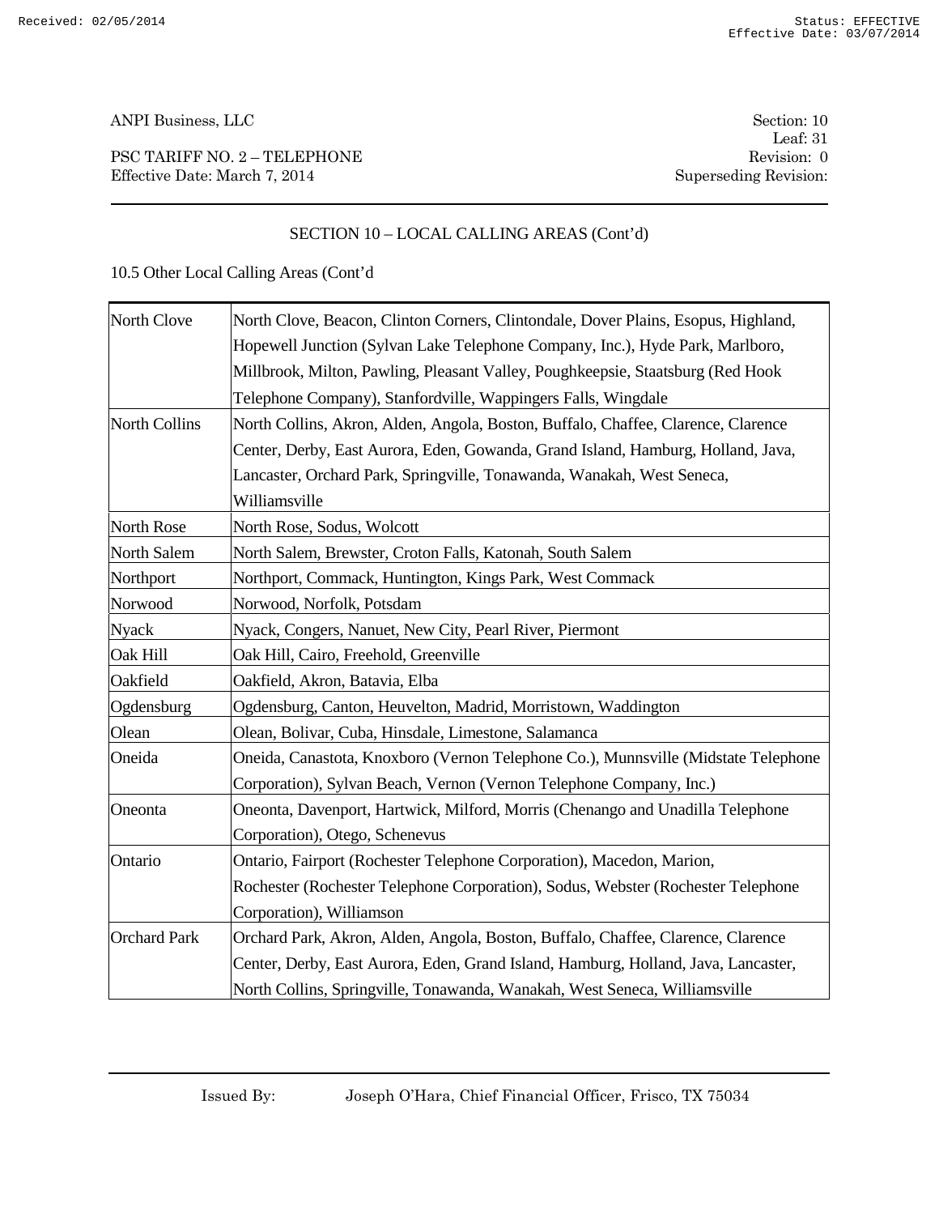## SECTION 10 – LOCAL CALLING AREAS (Cont'd)

10.5 Other Local Calling Areas (Cont'd

| | |
|---|---|
| North Clove | North Clove, Beacon, Clinton Corners, Clintondale, Dover Plains, Esopus, Highland, Hopewell Junction (Sylvan Lake Telephone Company, Inc.), Hyde Park, Marlboro, Millbrook, Milton, Pawling, Pleasant Valley, Poughkeepsie, Staatsburg (Red Hook Telephone Company), Stanfordville, Wappingers Falls, Wingdale |
| North Collins | North Collins, Akron, Alden, Angola, Boston, Buffalo, Chaffee, Clarence, Clarence Center, Derby, East Aurora, Eden, Gowanda, Grand Island, Hamburg, Holland, Java, Lancaster, Orchard Park, Springville, Tonawanda, Wanakah, West Seneca, Williamsville |
| North Rose | North Rose, Sodus, Wolcott |
| North Salem | North Salem, Brewster, Croton Falls, Katonah, South Salem |
| Northport | Northport, Commack, Huntington, Kings Park, West Commack |
| Norwood | Norwood, Norfolk, Potsdam |
| Nyack | Nyack, Congers, Nanuet, New City, Pearl River, Piermont |
| Oak Hill | Oak Hill, Cairo, Freehold, Greenville |
| Oakfield | Oakfield, Akron, Batavia, Elba |
| Ogdensburg | Ogdensburg, Canton, Heuvelton, Madrid, Morristown, Waddington |
| Olean | Olean, Bolivar, Cuba, Hinsdale, Limestone, Salamanca |
| Oneida | Oneida, Canastota, Knoxboro (Vernon Telephone Co.), Munnsville (Midstate Telephone Corporation), Sylvan Beach, Vernon (Vernon Telephone Company, Inc.) |
| Oneonta | Oneonta, Davenport, Hartwick, Milford, Morris (Chenango and Unadilla Telephone Corporation), Otego, Schenevus |
| Ontario | Ontario, Fairport (Rochester Telephone Corporation), Macedon, Marion, Rochester (Rochester Telephone Corporation), Sodus, Webster (Rochester Telephone Corporation), Williamson |
| Orchard Park | Orchard Park, Akron, Alden, Angola, Boston, Buffalo, Chaffee, Clarence, Clarence Center, Derby, East Aurora, Eden, Grand Island, Hamburg, Holland, Java, Lancaster, North Collins, Springville, Tonawanda, Wanakah, West Seneca, Williamsville |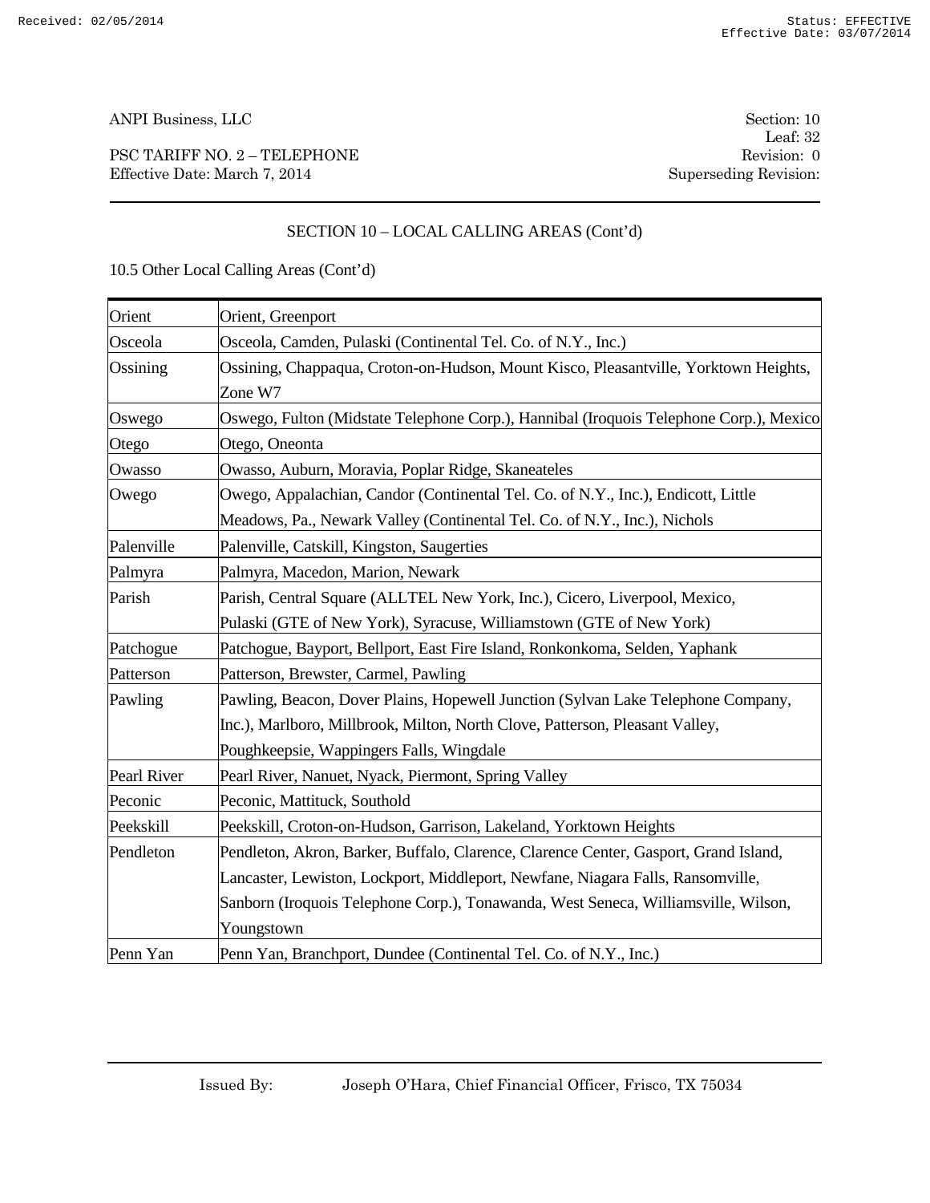## SECTION 10 – LOCAL CALLING AREAS (Cont'd)

10.5 Other Local Calling Areas (Cont'd)

| | |
|---|---|
| Orient | Orient, Greenport |
| Osceola | Osceola, Camden, Pulaski (Continental Tel. Co. of N.Y., Inc.) |
| Ossining | Ossining, Chappaqua, Croton-on-Hudson, Mount Kisco, Pleasantville, Yorktown Heights, Zone W7 |
| Oswego | Oswego, Fulton (Midstate Telephone Corp.), Hannibal (Iroquois Telephone Corp.), Mexico |
| Otego | Otego, Oneonta |
| Owasso | Owasso, Auburn, Moravia, Poplar Ridge, Skaneateles |
| Owego | Owego, Appalachian, Candor (Continental Tel. Co. of N.Y., Inc.), Endicott, Little Meadows, Pa., Newark Valley (Continental Tel. Co. of N.Y., Inc.), Nichols |
| Palenville | Palenville, Catskill, Kingston, Saugerties |
| Palmyra | Palmyra, Macedon, Marion, Newark |
| Parish | Parish, Central Square (ALLTEL New York, Inc.), Cicero, Liverpool, Mexico, Pulaski (GTE of New York), Syracuse, Williamstown (GTE of New York) |
| Patchogue | Patchogue, Bayport, Bellport, East Fire Island, Ronkonkoma, Selden, Yaphank |
| Patterson | Patterson, Brewster, Carmel, Pawling |
| Pawling | Pawling, Beacon, Dover Plains, Hopewell Junction (Sylvan Lake Telephone Company, Inc.), Marlboro, Millbrook, Milton, North Clove, Patterson, Pleasant Valley, Poughkeepsie, Wappingers Falls, Wingdale |
| Pearl River | Pearl River, Nanuet, Nyack, Piermont, Spring Valley |
| Peconic | Peconic, Mattituck, Southold |
| Peekskill | Peekskill, Croton-on-Hudson, Garrison, Lakeland, Yorktown Heights |
| Pendleton | Pendleton, Akron, Barker, Buffalo, Clarence, Clarence Center, Gasport, Grand Island, Lancaster, Lewiston, Lockport, Middleport, Newfane, Niagara Falls, Ransomville, Sanborn (Iroquois Telephone Corp.), Tonawanda, West Seneca, Williamsville, Wilson, Youngstown |
| Penn Yan | Penn Yan, Branchport, Dundee (Continental Tel. Co. of N.Y., Inc.) |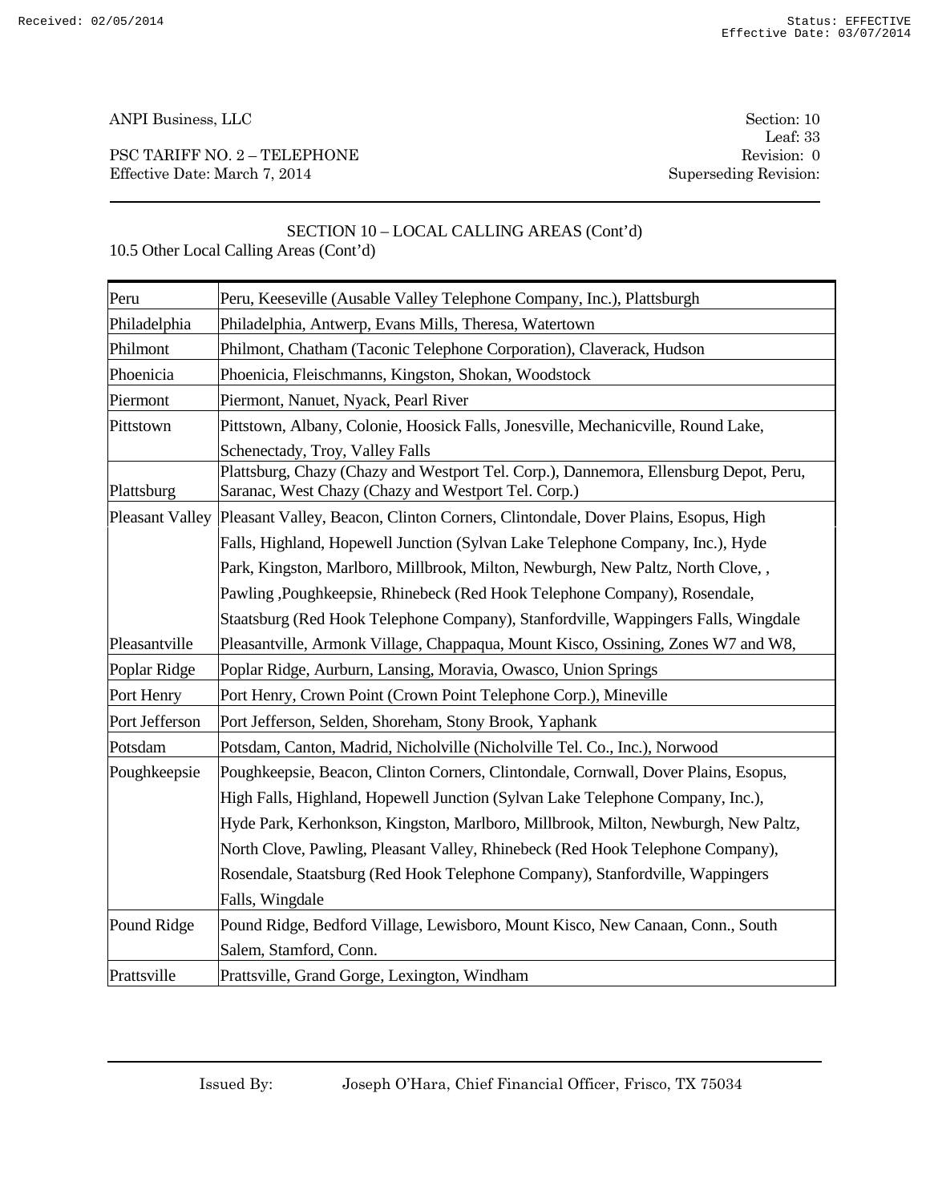ANPI Business, LLC

PSC TARIFF NO. 2 – TELEPHONE
Effective Date: March 7, 2014

Section: 10
Leaf: 33
Revision: 0
Superseding Revision:

## SECTION 10 – LOCAL CALLING AREAS (Cont'd)

10.5 Other Local Calling Areas (Cont'd)

| | |
|---|---|
| Peru | Peru, Keeseville (Ausable Valley Telephone Company, Inc.), Plattsburgh |
| Philadelphia | Philadelphia, Antwerp, Evans Mills, Theresa, Watertown |
| Philmont | Philmont, Chatham (Taconic Telephone Corporation), Claverack, Hudson |
| Phoenicia | Phoenicia, Fleischmanns, Kingston, Shokan, Woodstock |
| Piermont | Piermont, Nanuet, Nyack, Pearl River |
| Pittstown | Pittstown, Albany, Colonie, Hoosick Falls, Jonesville, Mechanicville, Round Lake, Schenectady, Troy, Valley Falls |
| Plattsburg | Plattsburg, Chazy (Chazy and Westport Tel. Corp.), Dannemora, Ellensburg Depot, Peru, Saranac, West Chazy (Chazy and Westport Tel. Corp.) |
| Pleasant Valley | Pleasant Valley, Beacon, Clinton Corners, Clintondale, Dover Plains, Esopus, High Falls, Highland, Hopewell Junction (Sylvan Lake Telephone Company, Inc.), Hyde Park, Kingston, Marlboro, Millbrook, Milton, Newburgh, New Paltz, North Clove, , Pawling ,Poughkeepsie, Rhinebeck (Red Hook Telephone Company), Rosendale, Staatsburg (Red Hook Telephone Company), Stanfordville, Wappingers Falls, Wingdale |
| Pleasantville | Pleasantville, Armonk Village, Chappaqua, Mount Kisco, Ossining, Zones W7 and W8, |
| Poplar Ridge | Poplar Ridge, Aurburn, Lansing, Moravia, Owasco, Union Springs |
| Port Henry | Port Henry, Crown Point (Crown Point Telephone Corp.), Mineville |
| Port Jefferson | Port Jefferson, Selden, Shoreham, Stony Brook, Yaphank |
| Potsdam | Potsdam, Canton, Madrid, Nicholville (Nicholville Tel. Co., Inc.), Norwood |
| Poughkeepsie | Poughkeepsie, Beacon, Clinton Corners, Clintondale, Cornwall, Dover Plains, Esopus, High Falls, Highland, Hopewell Junction (Sylvan Lake Telephone Company, Inc.), Hyde Park, Kerhonkson, Kingston, Marlboro, Millbrook, Milton, Newburgh, New Paltz, North Clove, Pawling, Pleasant Valley, Rhinebeck (Red Hook Telephone Company), Rosendale, Staatsburg (Red Hook Telephone Company), Stanfordville, Wappingers Falls, Wingdale |
| Pound Ridge | Pound Ridge, Bedford Village, Lewisboro, Mount Kisco, New Canaan, Conn., South Salem, Stamford, Conn. |
| Prattsville | Prattsville, Grand Gorge, Lexington, Windham |

Issued By: Joseph O'Hara, Chief Financial Officer, Frisco, TX 75034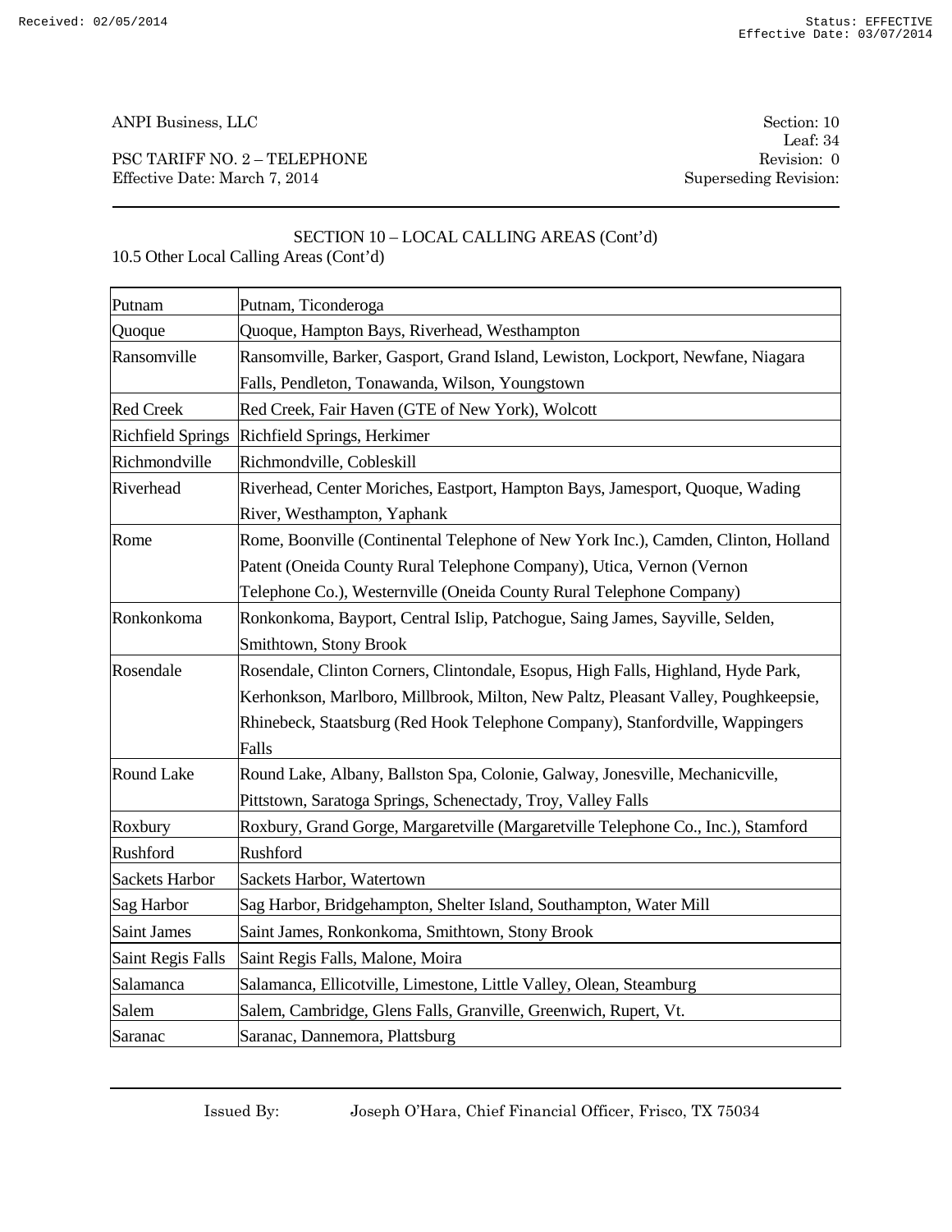ANPI Business, LLC

PSC TARIFF NO. 2 – TELEPHONE
Effective Date: March 7, 2014

Section: 10
Leaf: 34
Revision: 0
Superseding Revision:

## SECTION 10 – LOCAL CALLING AREAS (Cont'd)

10.5 Other Local Calling Areas (Cont'd)

| | |
|---|---|
| Putnam | Putnam, Ticonderoga |
| Quoque | Quoque, Hampton Bays, Riverhead, Westhampton |
| Ransomville | Ransomville, Barker, Gasport, Grand Island, Lewiston, Lockport, Newfane, Niagara Falls, Pendleton, Tonawanda, Wilson, Youngstown |
| Red Creek | Red Creek, Fair Haven (GTE of New York), Wolcott |
| Richfield Springs | Richfield Springs, Herkimer |
| Richmondville | Richmondville, Cobleskill |
| Riverhead | Riverhead, Center Moriches, Eastport, Hampton Bays, Jamesport, Quoque, Wading River, Westhampton, Yaphank |
| Rome | Rome, Boonville (Continental Telephone of New York Inc.), Camden, Clinton, Holland Patent (Oneida County Rural Telephone Company), Utica, Vernon (Vernon Telephone Co.), Westernville (Oneida County Rural Telephone Company) |
| Ronkonkoma | Ronkonkoma, Bayport, Central Islip, Patchogue, Saing James, Sayville, Selden, Smithtown, Stony Brook |
| Rosendale | Rosendale, Clinton Corners, Clintondale, Esopus, High Falls, Highland, Hyde Park, Kerhonkson, Marlboro, Millbrook, Milton, New Paltz, Pleasant Valley, Poughkeepsie, Rhinebeck, Staatsburg (Red Hook Telephone Company), Stanfordville, Wappingers Falls |
| Round Lake | Round Lake, Albany, Ballston Spa, Colonie, Galway, Jonesville, Mechanicville, Pittstown, Saratoga Springs, Schenectady, Troy, Valley Falls |
| Roxbury | Roxbury, Grand Gorge, Margaretville (Margaretville Telephone Co., Inc.), Stamford |
| Rushford | Rushford |
| Sackets Harbor | Sackets Harbor, Watertown |
| Sag Harbor | Sag Harbor, Bridgehampton, Shelter Island, Southampton, Water Mill |
| Saint James | Saint James, Ronkonkoma, Smithtown, Stony Brook |
| Saint Regis Falls | Saint Regis Falls, Malone, Moira |
| Salamanca | Salamanca, Ellicotville, Limestone, Little Valley, Olean, Steamburg |
| Salem | Salem, Cambridge, Glens Falls, Granville, Greenwich, Rupert, Vt. |
| Saranac | Saranac, Dannemora, Plattsburg |

Issued By: Joseph O'Hara, Chief Financial Officer, Frisco, TX 75034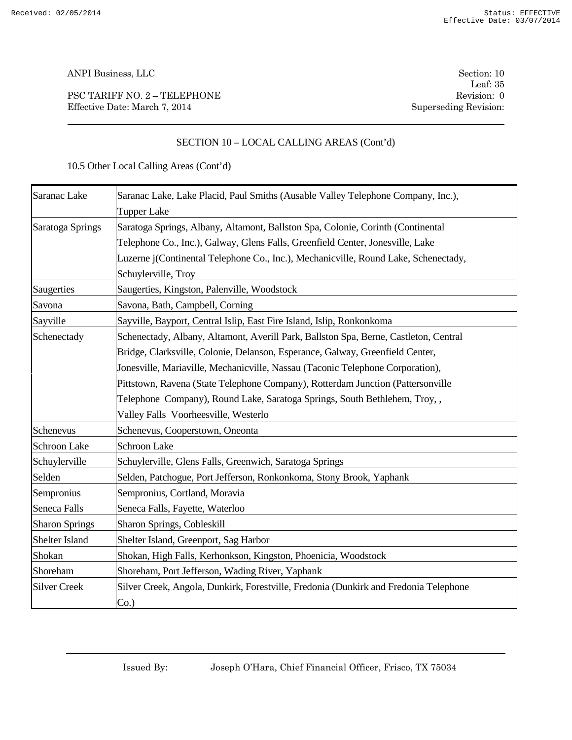ANPI Business, LLC

PSC TARIFF NO. 2 – TELEPHONE
Effective Date: March 7, 2014

Section: 10
Leaf: 35
Revision: 0
Superseding Revision:

SECTION 10 – LOCAL CALLING AREAS (Cont'd)

10.5 Other Local Calling Areas (Cont'd)

| | |
|---|---|
| Saranac Lake | Saranac Lake, Lake Placid, Paul Smiths (Ausable Valley Telephone Company, Inc.), Tupper Lake |
| Saratoga Springs | Saratoga Springs, Albany, Altamont, Ballston Spa, Colonie, Corinth (Continental Telephone Co., Inc.), Galway, Glens Falls, Greenfield Center, Jonesville, Lake Luzerne j(Continental Telephone Co., Inc.), Mechanicville, Round Lake, Schenectady, Schuylerville, Troy |
| Saugerties | Saugerties, Kingston, Palenville, Woodstock |
| Savona | Savona, Bath, Campbell, Corning |
| Sayville | Sayville, Bayport, Central Islip, East Fire Island, Islip, Ronkonkoma |
| Schenectady | Schenectady, Albany, Altamont, Averill Park, Ballston Spa, Berne, Castleton, Central Bridge, Clarksville, Colonie, Delanson, Esperance, Galway, Greenfield Center, Jonesville, Mariaville, Mechanicville, Nassau (Taconic Telephone Corporation), Pittstown, Ravena (State Telephone Company), Rotterdam Junction (Pattersonville Telephone Company), Round Lake, Saratoga Springs, South Bethlehem, Troy, , Valley Falls Voorheesville, Westerlo |
| Schenevus | Schenevus, Cooperstown, Oneonta |
| Schroon Lake | Schroon Lake |
| Schuylerville | Schuylerville, Glens Falls, Greenwich, Saratoga Springs |
| Selden | Selden, Patchogue, Port Jefferson, Ronkonkoma, Stony Brook, Yaphank |
| Sempronius | Sempronius, Cortland, Moravia |
| Seneca Falls | Seneca Falls, Fayette, Waterloo |
| Sharon Springs | Sharon Springs, Cobleskill |
| Shelter Island | Shelter Island, Greenport, Sag Harbor |
| Shokan | Shokan, High Falls, Kerhonkson, Kingston, Phoenicia, Woodstock |
| Shoreham | Shoreham, Port Jefferson, Wading River, Yaphank |
| Silver Creek | Silver Creek, Angola, Dunkirk, Forestville, Fredonia (Dunkirk and Fredonia Telephone Co.) |

Issued By: Joseph O'Hara, Chief Financial Officer, Frisco, TX 75034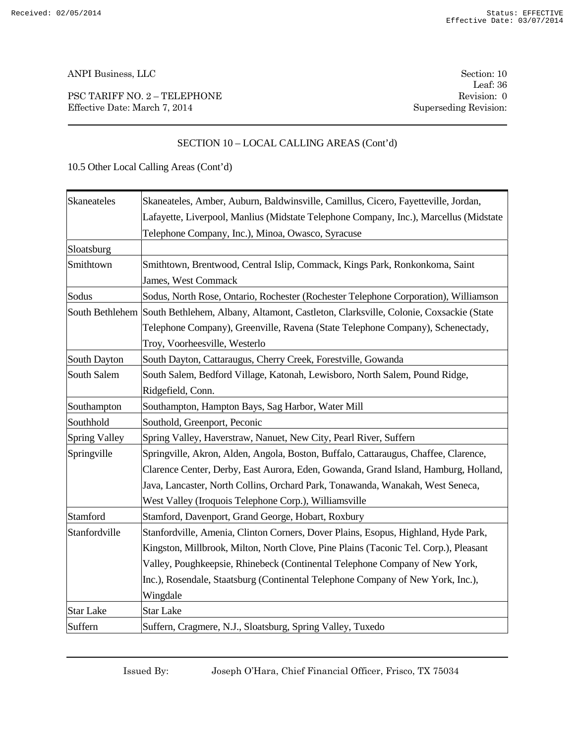## SECTION 10 – LOCAL CALLING AREAS (Cont'd)

10.5 Other Local Calling Areas (Cont'd)

| | |
|---|---|
| Skaneateles | Skaneateles, Amber, Auburn, Baldwinsville, Camillus, Cicero, Fayetteville, Jordan, Lafayette, Liverpool, Manlius (Midstate Telephone Company, Inc.), Marcellus (Midstate Telephone Company, Inc.), Minoa, Owasco, Syracuse |
| Sloatsburg | |
| Smithtown | Smithtown, Brentwood, Central Islip, Commack, Kings Park, Ronkonkoma, Saint James, West Commack |
| Sodus | Sodus, North Rose, Ontario, Rochester (Rochester Telephone Corporation), Williamson |
| South Bethlehem | South Bethlehem, Albany, Altamont, Castleton, Clarksville, Colonie, Coxsackie (State Telephone Company), Greenville, Ravena (State Telephone Company), Schenectady, Troy, Voorheesville, Westerlo |
| South Dayton | South Dayton, Cattaraugus, Cherry Creek, Forestville, Gowanda |
| South Salem | South Salem, Bedford Village, Katonah, Lewisboro, North Salem, Pound Ridge, Ridgefield, Conn. |
| Southampton | Southampton, Hampton Bays, Sag Harbor, Water Mill |
| Southhold | Southold, Greenport, Peconic |
| Spring Valley | Spring Valley, Haverstraw, Nanuet, New City, Pearl River, Suffern |
| Springville | Springville, Akron, Alden, Angola, Boston, Buffalo, Cattaraugus, Chaffee, Clarence, Clarence Center, Derby, East Aurora, Eden, Gowanda, Grand Island, Hamburg, Holland, Java, Lancaster, North Collins, Orchard Park, Tonawanda, Wanakah, West Seneca, West Valley (Iroquois Telephone Corp.), Williamsville |
| Stamford | Stamford, Davenport, Grand George, Hobart, Roxbury |
| Stanfordville | Stanfordville, Amenia, Clinton Corners, Dover Plains, Esopus, Highland, Hyde Park, Kingston, Millbrook, Milton, North Clove, Pine Plains (Taconic Tel. Corp.), Pleasant Valley, Poughkeepsie, Rhinebeck (Continental Telephone Company of New York, Inc.), Rosendale, Staatsburg (Continental Telephone Company of New York, Inc.), Wingdale |
| Star Lake | Star Lake |
| Suffern | Suffern, Cragmere, N.J., Sloatsburg, Spring Valley, Tuxedo |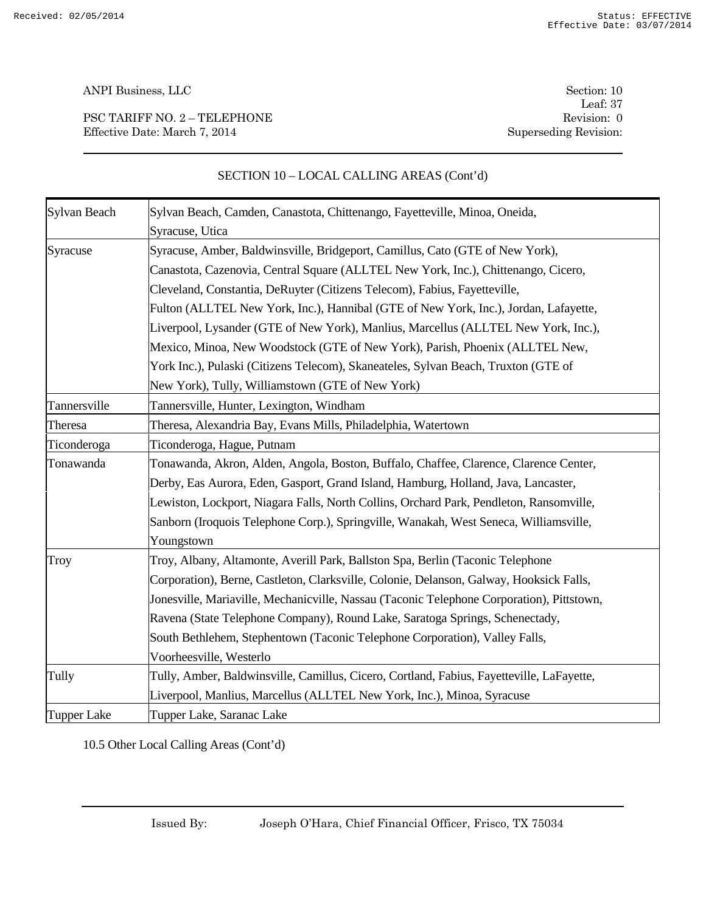ANPI Business, LLC

PSC TARIFF NO. 2 – TELEPHONE
Effective Date: March 7, 2014

Section: 10
Leaf: 37
Revision: 0
Superseding Revision:

## SECTION 10 – LOCAL CALLING AREAS (Cont'd)

| | |
|---|---|
| Sylvan Beach | Sylvan Beach, Camden, Canastota, Chittenango, Fayetteville, Minoa, Oneida, Syracuse, Utica |
| Syracuse | Syracuse, Amber, Baldwinsville, Bridgeport, Camillus, Cato (GTE of New York), Canastota, Cazenovia, Central Square (ALLTEL New York, Inc.), Chittenango, Cicero, Cleveland, Constantia, DeRuyter (Citizens Telecom), Fabius, Fayetteville, Fulton (ALLTEL New York, Inc.), Hannibal (GTE of New York, Inc.), Jordan, Lafayette, Liverpool, Lysander (GTE of New York), Manlius, Marcellus (ALLTEL New York, Inc.), Mexico, Minoa, New Woodstock (GTE of New York), Parish, Phoenix (ALLTEL New, York Inc.), Pulaski (Citizens Telecom), Skaneateles, Sylvan Beach, Truxton (GTE of New York), Tully, Williamstown (GTE of New York) |
| Tannersville | Tannersville, Hunter, Lexington, Windham |
| Theresa | Theresa, Alexandria Bay, Evans Mills, Philadelphia, Watertown |
| Ticonderoga | Ticonderoga, Hague, Putnam |
| Tonawanda | Tonawanda, Akron, Alden, Angola, Boston, Buffalo, Chaffee, Clarence, Clarence Center, Derby, Eas Aurora, Eden, Gasport, Grand Island, Hamburg, Holland, Java, Lancaster, Lewiston, Lockport, Niagara Falls, North Collins, Orchard Park, Pendleton, Ransomville, Sanborn (Iroquois Telephone Corp.), Springville, Wanakah, West Seneca, Williamsville, Youngstown |
| Troy | Troy, Albany, Altamonte, Averill Park, Ballston Spa, Berlin (Taconic Telephone Corporation), Berne, Castleton, Clarksville, Colonie, Delanson, Galway, Hooksick Falls, Jonesville, Mariaville, Mechanicville, Nassau (Taconic Telephone Corporation), Pittstown, Ravena (State Telephone Company), Round Lake, Saratoga Springs, Schenectady, South Bethlehem, Stephentown (Taconic Telephone Corporation), Valley Falls, Voorheesville, Westerlo |
| Tully | Tully, Amber, Baldwinsville, Camillus, Cicero, Cortland, Fabius, Fayetteville, LaFayette, Liverpool, Manlius, Marcellus (ALLTEL New York, Inc.), Minoa, Syracuse |
| Tupper Lake | Tupper Lake, Saranac Lake |

10.5 Other Local Calling Areas (Cont'd)

Issued By: Joseph O'Hara, Chief Financial Officer, Frisco, TX 75034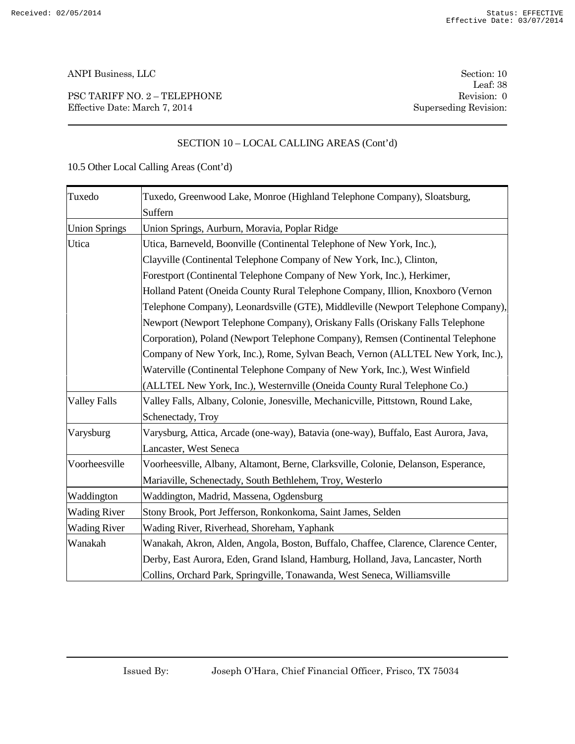ANPI Business, LLC

PSC TARIFF NO. 2 – TELEPHONE
Effective Date: March 7, 2014

Section: 10
Leaf: 38
Revision: 0
Superseding Revision:

## SECTION 10 – LOCAL CALLING AREAS (Cont'd)

10.5 Other Local Calling Areas (Cont'd)

| | |
|---|---|
| Tuxedo | Tuxedo, Greenwood Lake, Monroe (Highland Telephone Company), Sloatsburg, Suffern |
| Union Springs | Union Springs, Aurburn, Moravia, Poplar Ridge |
| Utica | Utica, Barneveld, Boonville (Continental Telephone of New York, Inc.), Clayville (Continental Telephone Company of New York, Inc.), Clinton, Forestport (Continental Telephone Company of New York, Inc.), Herkimer, Holland Patent (Oneida County Rural Telephone Company, Illion, Knoxboro (Vernon Telephone Company), Leonardsville (GTE), Middleville (Newport Telephone Company), Newport (Newport Telephone Company), Oriskany Falls (Oriskany Falls Telephone Corporation), Poland (Newport Telephone Company), Remsen (Continental Telephone Company of New York, Inc.), Rome, Sylvan Beach, Vernon (ALLTEL New York, Inc.), Waterville (Continental Telephone Company of New York, Inc.), West Winfield (ALLTEL New York, Inc.), Westernville (Oneida County Rural Telephone Co.) |
| Valley Falls | Valley Falls, Albany, Colonie, Jonesville, Mechanicville, Pittstown, Round Lake, Schenectady, Troy |
| Varysburg | Varysburg, Attica, Arcade (one-way), Batavia (one-way), Buffalo, East Aurora, Java, Lancaster, West Seneca |
| Voorheesville | Voorheesville, Albany, Altamont, Berne, Clarksville, Colonie, Delanson, Esperance, Mariaville, Schenectady, South Bethlehem, Troy, Westerlo |
| Waddington | Waddington, Madrid, Massena, Ogdensburg |
| Wading River | Stony Brook, Port Jefferson, Ronkonkoma, Saint James, Selden |
| Wading River | Wading River, Riverhead, Shoreham, Yaphank |
| Wanakah | Wanakah, Akron, Alden, Angola, Boston, Buffalo, Chaffee, Clarence, Clarence Center, Derby, East Aurora, Eden, Grand Island, Hamburg, Holland, Java, Lancaster, North Collins, Orchard Park, Springville, Tonawanda, West Seneca, Williamsville |

Issued By: Joseph O'Hara, Chief Financial Officer, Frisco, TX 75034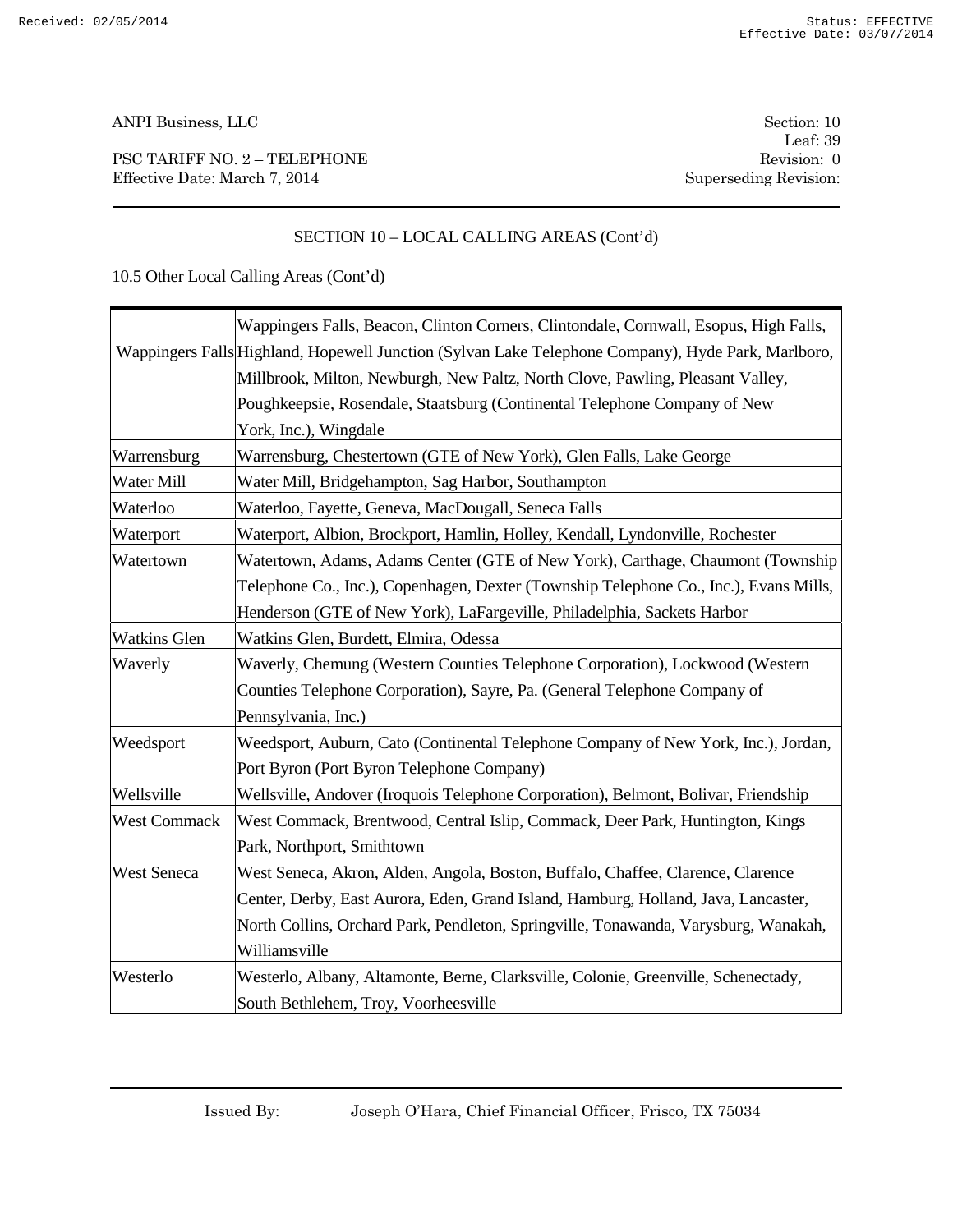## SECTION 10 – LOCAL CALLING AREAS (Cont'd)

10.5 Other Local Calling Areas (Cont'd)

| | |
|---|---|
| Wappingers Falls | Wappingers Falls, Beacon, Clinton Corners, Clintondale, Cornwall, Esopus, High Falls, Highland, Hopewell Junction (Sylvan Lake Telephone Company), Hyde Park, Marlboro, Millbrook, Milton, Newburgh, New Paltz, North Clove, Pawling, Pleasant Valley, Poughkeepsie, Rosendale, Staatsburg (Continental Telephone Company of New York, Inc.), Wingdale |
| Warrensburg | Warrensburg, Chestertown (GTE of New York), Glen Falls, Lake George |
| Water Mill | Water Mill, Bridgehampton, Sag Harbor, Southampton |
| Waterloo | Waterloo, Fayette, Geneva, MacDougall, Seneca Falls |
| Waterport | Waterport, Albion, Brockport, Hamlin, Holley, Kendall, Lyndonville, Rochester |
| Watertown | Watertown, Adams, Adams Center (GTE of New York), Carthage, Chaumont (Township Telephone Co., Inc.), Copenhagen, Dexter (Township Telephone Co., Inc.), Evans Mills, Henderson (GTE of New York), LaFargeville, Philadelphia, Sackets Harbor |
| Watkins Glen | Watkins Glen, Burdett, Elmira, Odessa |
| Waverly | Waverly, Chemung (Western Counties Telephone Corporation), Lockwood (Western Counties Telephone Corporation), Sayre, Pa. (General Telephone Company of Pennsylvania, Inc.) |
| Weedsport | Weedsport, Auburn, Cato (Continental Telephone Company of New York, Inc.), Jordan, Port Byron (Port Byron Telephone Company) |
| Wellsville | Wellsville, Andover (Iroquois Telephone Corporation), Belmont, Bolivar, Friendship |
| West Commack | West Commack, Brentwood, Central Islip, Commack, Deer Park, Huntington, Kings Park, Northport, Smithtown |
| West Seneca | West Seneca, Akron, Alden, Angola, Boston, Buffalo, Chaffee, Clarence, Clarence Center, Derby, East Aurora, Eden, Grand Island, Hamburg, Holland, Java, Lancaster, North Collins, Orchard Park, Pendleton, Springville, Tonawanda, Varysburg, Wanakah, Williamsville |
| Westerlo | Westerlo, Albany, Altamonte, Berne, Clarksville, Colonie, Greenville, Schenectady, South Bethlehem, Troy, Voorheesville |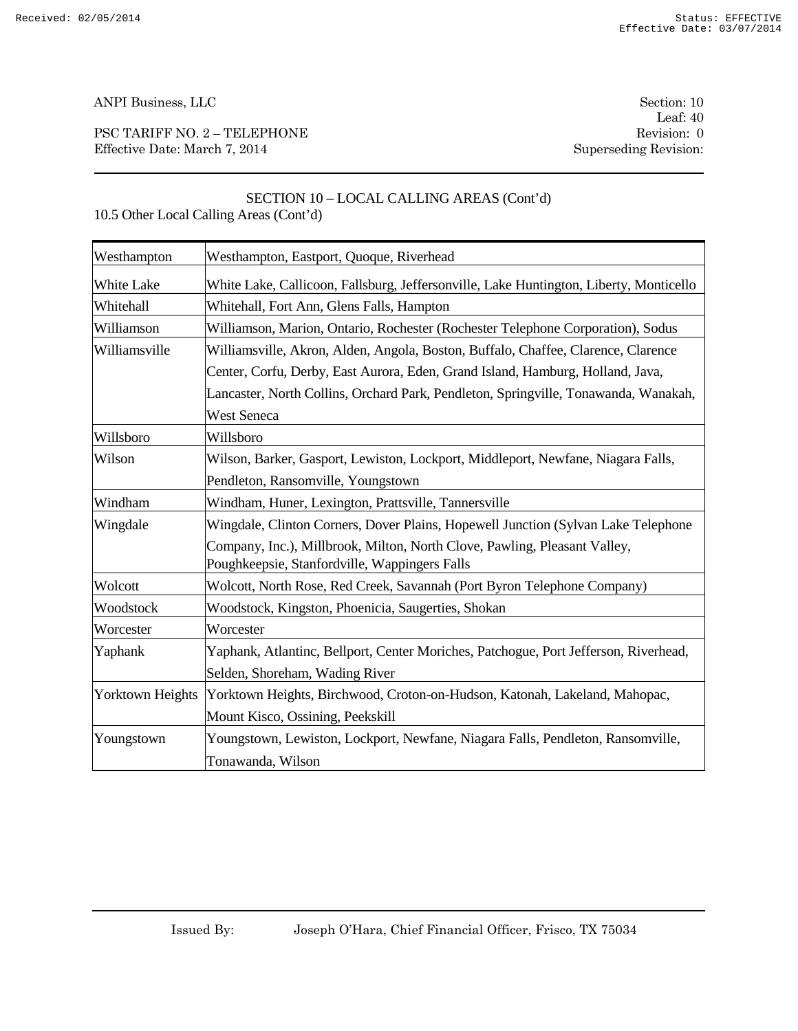ANPI Business, LLC | Section: 10
Leaf: 40
PSC TARIFF NO. 2 – TELEPHONE | Revision: 0
Effective Date: March 7, 2014 | Superseding Revision:

## SECTION 10 – LOCAL CALLING AREAS (Cont'd)

10.5 Other Local Calling Areas (Cont'd)

| | |
|---|---|
| Westhampton | Westhampton, Eastport, Quoque, Riverhead |
| White Lake | White Lake, Callicoon, Fallsburg, Jeffersonville, Lake Huntington, Liberty, Monticello |
| Whitehall | Whitehall, Fort Ann, Glens Falls, Hampton |
| Williamson | Williamson, Marion, Ontario, Rochester (Rochester Telephone Corporation), Sodus |
| Williamsville | Williamsville, Akron, Alden, Angola, Boston, Buffalo, Chaffee, Clarence, Clarence Center, Corfu, Derby, East Aurora, Eden, Grand Island, Hamburg, Holland, Java, Lancaster, North Collins, Orchard Park, Pendleton, Springville, Tonawanda, Wanakah, West Seneca |
| Willsboro | Willsboro |
| Wilson | Wilson, Barker, Gasport, Lewiston, Lockport, Middleport, Newfane, Niagara Falls, Pendleton, Ransomville, Youngstown |
| Windham | Windham, Huner, Lexington, Prattsville, Tannersville |
| Wingdale | Wingdale, Clinton Corners, Dover Plains, Hopewell Junction (Sylvan Lake Telephone Company, Inc.), Millbrook, Milton, North Clove, Pawling, Pleasant Valley, Poughkeepsie, Stanfordville, Wappingers Falls |
| Wolcott | Wolcott, North Rose, Red Creek, Savannah (Port Byron Telephone Company) |
| Woodstock | Woodstock, Kingston, Phoenicia, Saugerties, Shokan |
| Worcester | Worcester |
| Yaphank | Yaphank, Atlantinc, Bellport, Center Moriches, Patchogue, Port Jefferson, Riverhead, Selden, Shoreham, Wading River |
| Yorktown Heights | Yorktown Heights, Birchwood, Croton-on-Hudson, Katonah, Lakeland, Mahopac, Mount Kisco, Ossining, Peekskill |
| Youngstown | Youngstown, Lewiston, Lockport, Newfane, Niagara Falls, Pendleton, Ransomville, Tonawanda, Wilson |

Issued By: Joseph O'Hara, Chief Financial Officer, Frisco, TX 75034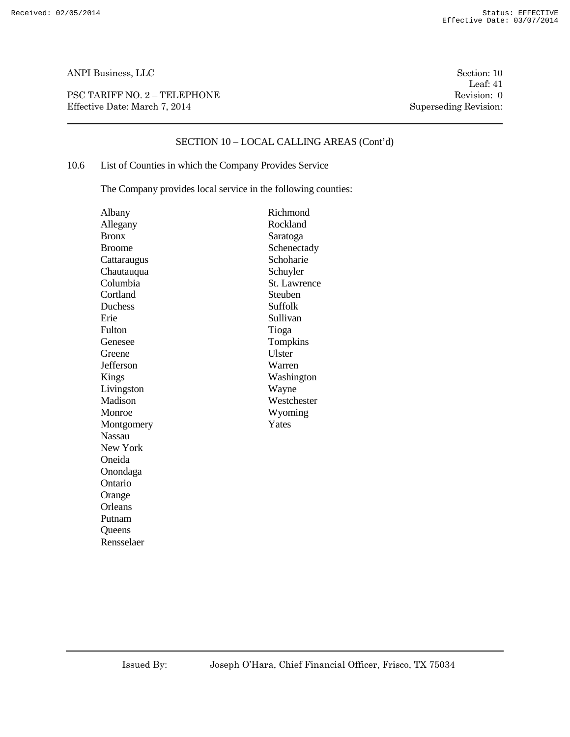ANPI Business, LLC

PSC TARIFF NO. 2 – TELEPHONE
Effective Date: March 7, 2014

Section: 10
Leaf: 41
Revision: 0
Superseding Revision:

## SECTION 10 – LOCAL CALLING AREAS (Cont'd)

10.6 List of Counties in which the Company Provides Service

The Company provides local service in the following counties:

Albany
Allegany
Bronx
Broome
Cattaraugus
Chautauqua
Columbia
Cortland
Duchess
Erie
Fulton
Genesee
Greene
Jefferson
Kings
Livingston
Madison
Monroe
Montgomery
Nassau
New York
Oneida
Onondaga
Ontario
Orange
Orleans
Putnam
Queens
Rensselaer
Richmond
Rockland
Saratoga
Schenectady
Schoharie
Schuyler
St. Lawrence
Steuben
Suffolk
Sullivan
Tioga
Tompkins
Ulster
Warren
Washington
Wayne
Westchester
Wyoming
Yates

Issued By: Joseph O'Hara, Chief Financial Officer, Frisco, TX 75034